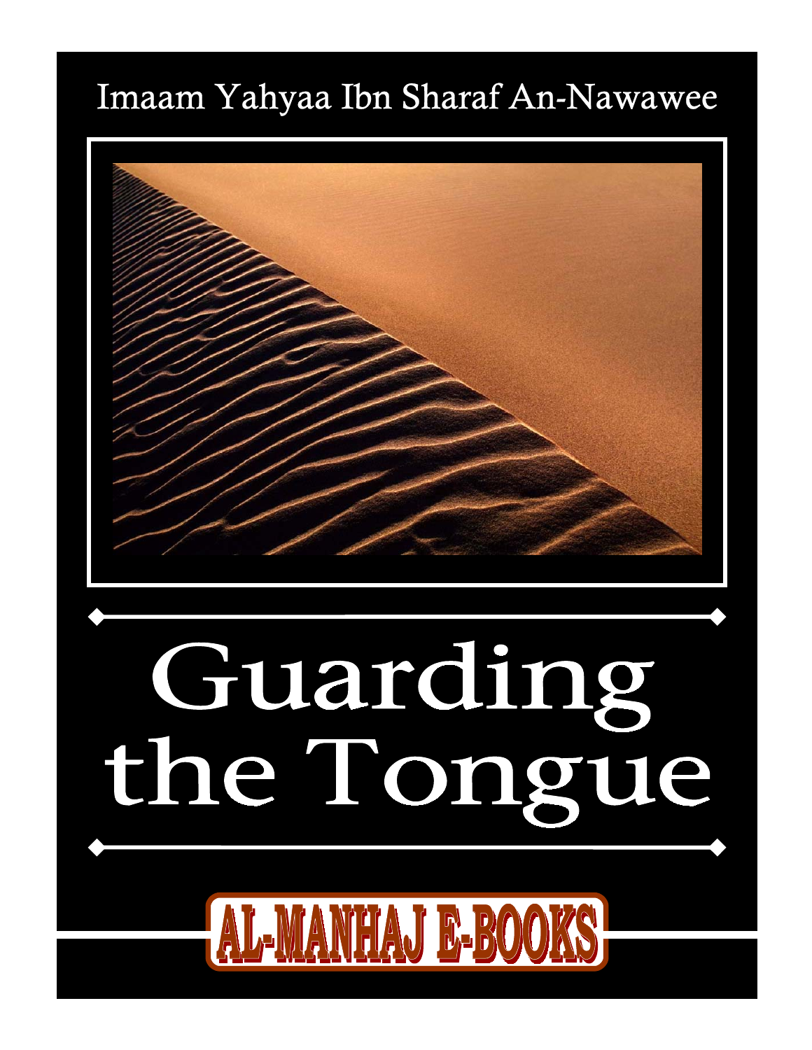Imaam Yahyaa Ibn Sharaf An-Nawawee

# Guarding the Tongue

AL-MANHAJ E-BOOKS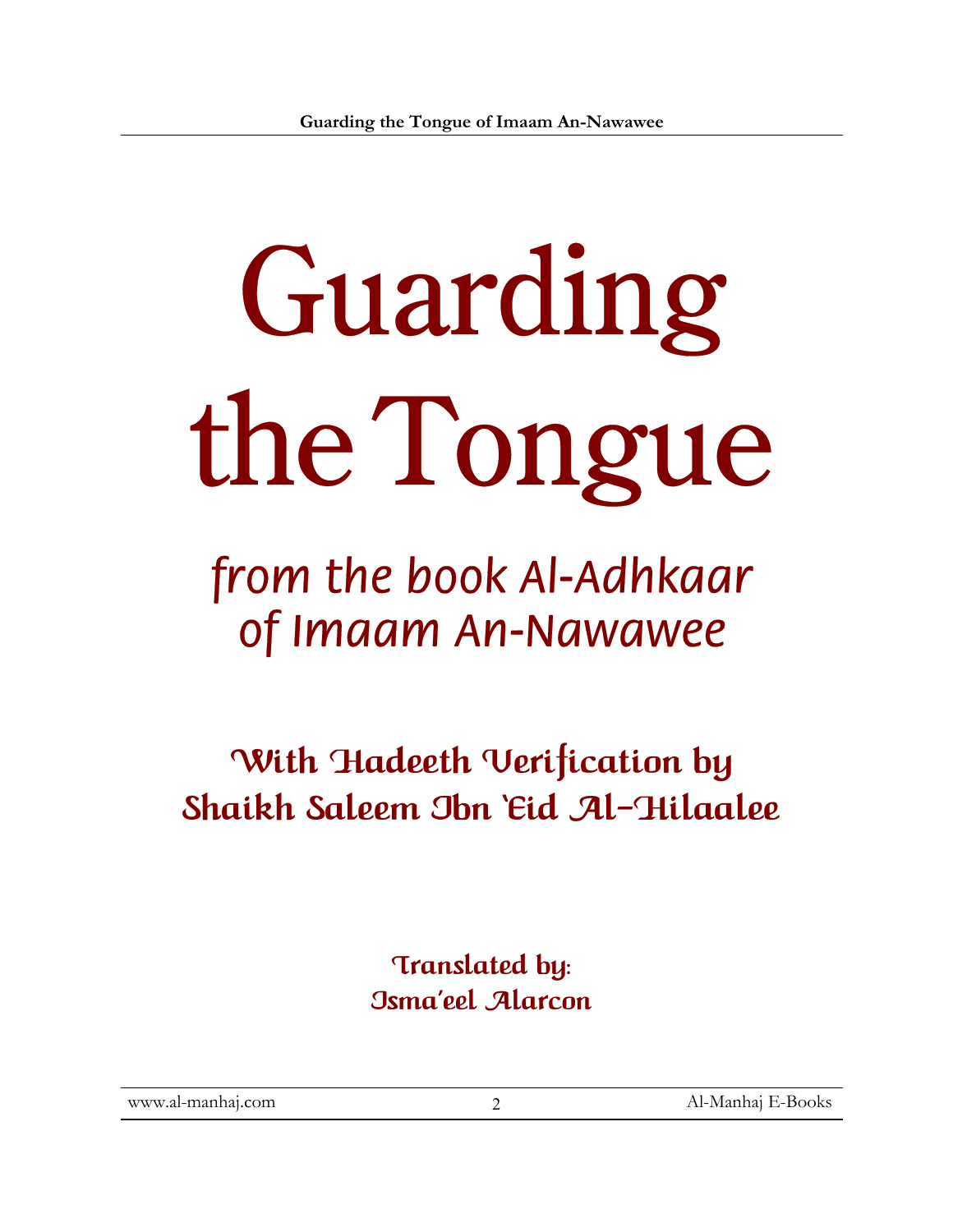# Guarding the Tongue

## *from the book Al-Adhkaar of Imaam An-Nawawee*

### With Hadeeth Verification by Shaikh Saleem Ibn 'Eid Al-Hilaalee

Translated by:
Isma'eel Alarcon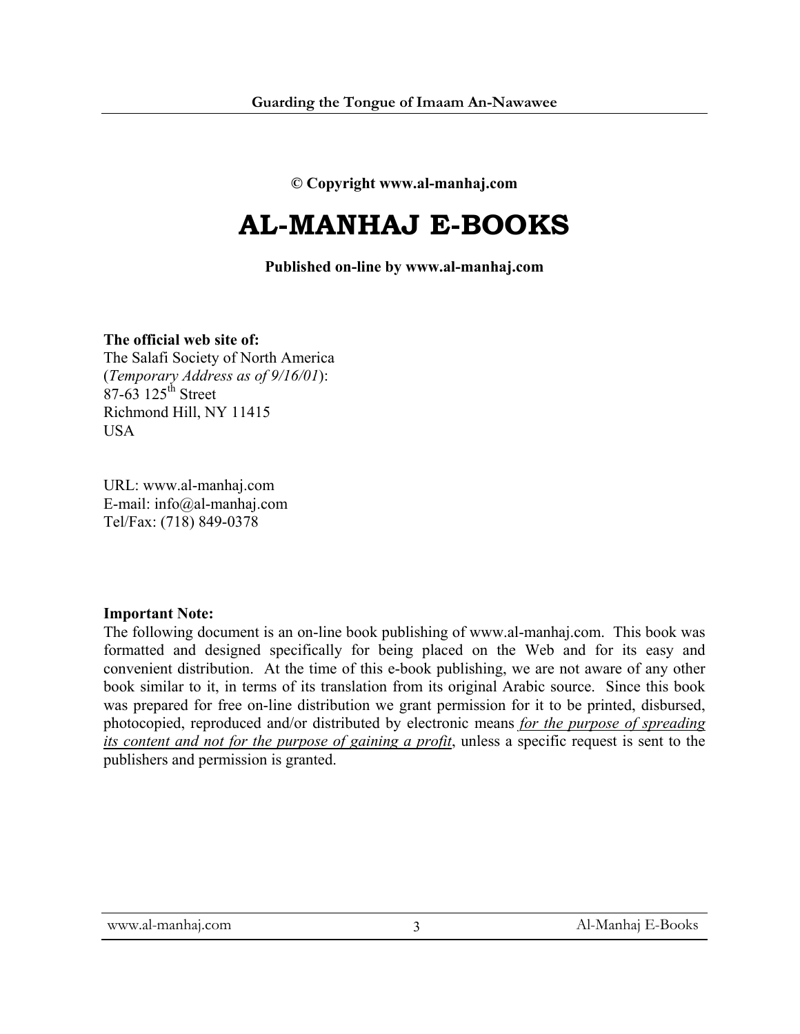**© Copyright www.al-manhaj.com**

# AL-MANHAJ E-BOOKS

**Published on-line by www.al-manhaj.com**

**The official web site of:**
The Salafi Society of North America
(*Temporary Address as of 9/16/01*):
87-63 125th Street
Richmond Hill, NY 11415
USA

URL: www.al-manhaj.com
E-mail: info@al-manhaj.com
Tel/Fax: (718) 849-0378

**Important Note:**
The following document is an on-line book publishing of www.al-manhaj.com. This book was formatted and designed specifically for being placed on the Web and for its easy and convenient distribution. At the time of this e-book publishing, we are not aware of any other book similar to it, in terms of its translation from its original Arabic source. Since this book was prepared for free on-line distribution we grant permission for it to be printed, disbursed, photocopied, reproduced and/or distributed by electronic means ***for the purpose of spreading its content and not for the purpose of gaining a profit***, unless a specific request is sent to the publishers and permission is granted.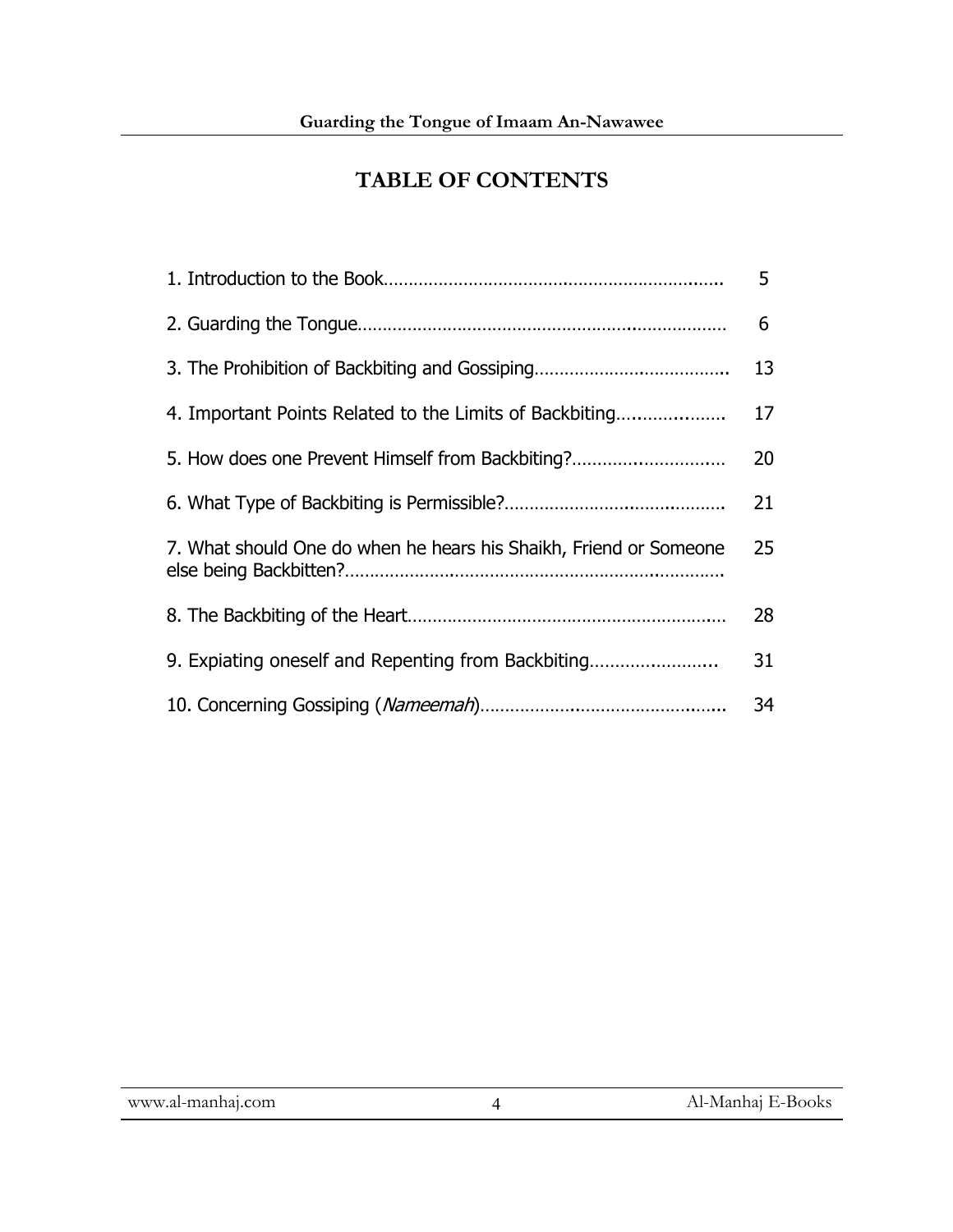# TABLE OF CONTENTS

| | |
|---|---|
| 1. Introduction to the Book | 5 |
| 2. Guarding the Tongue | 6 |
| 3. The Prohibition of Backbiting and Gossiping | 13 |
| 4. Important Points Related to the Limits of Backbiting | 17 |
| 5. How does one Prevent Himself from Backbiting? | 20 |
| 6. What Type of Backbiting is Permissible? | 21 |
| 7. What should One do when he hears his Shaikh, Friend or Someone else being Backbitten? | 25 |
| 8. The Backbiting of the Heart | 28 |
| 9. Expiating oneself and Repenting from Backbiting | 31 |
| 10. Concerning Gossiping (*Nameemah*) | 34 |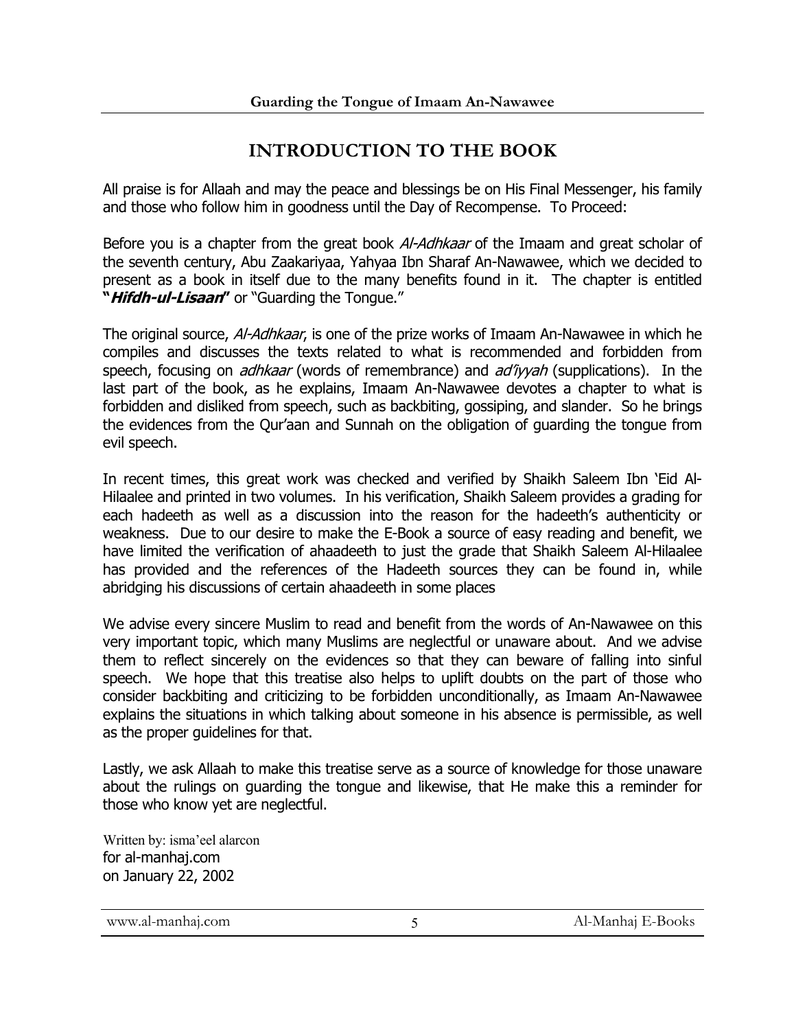# INTRODUCTION TO THE BOOK

All praise is for Allaah and may the peace and blessings be on His Final Messenger, his family and those who follow him in goodness until the Day of Recompense. To Proceed:

Before you is a chapter from the great book *Al-Adhkaar* of the Imaam and great scholar of the seventh century, Abu Zaakariyaa, Yahyaa Ibn Sharaf An-Nawawee, which we decided to present as a book in itself due to the many benefits found in it. The chapter is entitled **"*Hifdh-ul-Lisaan*"** or "Guarding the Tongue."

The original source, *Al-Adhkaar*, is one of the prize works of Imaam An-Nawawee in which he compiles and discusses the texts related to what is recommended and forbidden from speech, focusing on *adhkaar* (words of remembrance) and *ad'iyyah* (supplications). In the last part of the book, as he explains, Imaam An-Nawawee devotes a chapter to what is forbidden and disliked from speech, such as backbiting, gossiping, and slander. So he brings the evidences from the Qur'aan and Sunnah on the obligation of guarding the tongue from evil speech.

In recent times, this great work was checked and verified by Shaikh Saleem Ibn 'Eid Al-Hilaalee and printed in two volumes. In his verification, Shaikh Saleem provides a grading for each hadeeth as well as a discussion into the reason for the hadeeth's authenticity or weakness. Due to our desire to make the E-Book a source of easy reading and benefit, we have limited the verification of ahaadeeth to just the grade that Shaikh Saleem Al-Hilaalee has provided and the references of the Hadeeth sources they can be found in, while abridging his discussions of certain ahaadeeth in some places

We advise every sincere Muslim to read and benefit from the words of An-Nawawee on this very important topic, which many Muslims are neglectful or unaware about. And we advise them to reflect sincerely on the evidences so that they can beware of falling into sinful speech. We hope that this treatise also helps to uplift doubts on the part of those who consider backbiting and criticizing to be forbidden unconditionally, as Imaam An-Nawawee explains the situations in which talking about someone in his absence is permissible, as well as the proper guidelines for that.

Lastly, we ask Allaah to make this treatise serve as a source of knowledge for those unaware about the rulings on guarding the tongue and likewise, that He make this a reminder for those who know yet are neglectful.

Written by: isma'eel alarcon
for al-manhaj.com
on January 22, 2002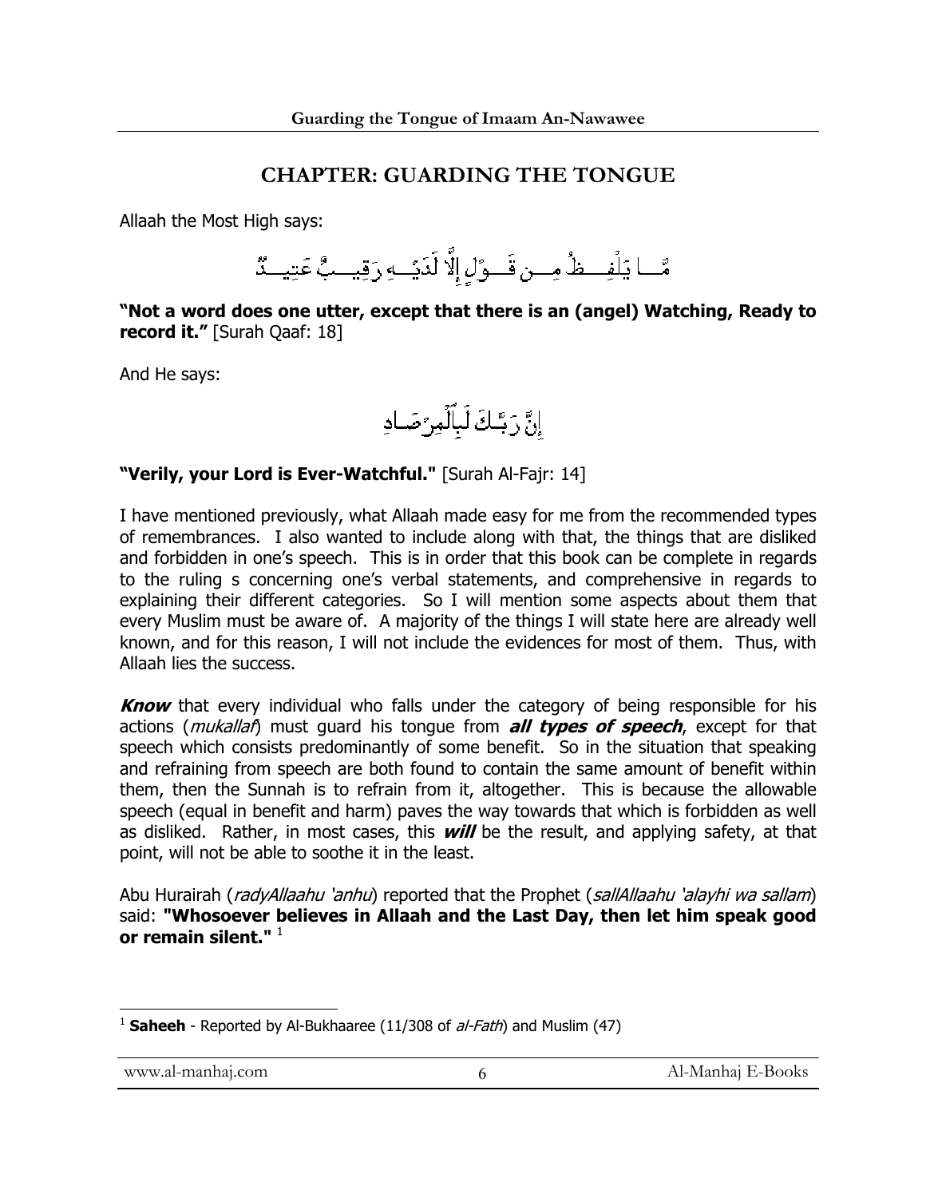## CHAPTER: GUARDING THE TONGUE

Allaah the Most High says:

مَّا يَلْفِظُ مِن قَوْلٍ إِلَّا لَدَيْهِ رَقِيبٌ عَتِيدٌ

**"Not a word does one utter, except that there is an (angel) Watching, Ready to record it."** [Surah Qaaf: 18]

And He says:

إِنَّ رَبَّكَ لَبِالْمِرْصَادِ

**"Verily, your Lord is Ever-Watchful."** [Surah Al-Fajr: 14]

I have mentioned previously, what Allaah made easy for me from the recommended types of remembrances. I also wanted to include along with that, the things that are disliked and forbidden in one's speech. This is in order that this book can be complete in regards to the ruling s concerning one's verbal statements, and comprehensive in regards to explaining their different categories. So I will mention some aspects about them that every Muslim must be aware of. A majority of the things I will state here are already well known, and for this reason, I will not include the evidences for most of them. Thus, with Allaah lies the success.

***Know*** that every individual who falls under the category of being responsible for his actions (*mukallaf*) must guard his tongue from ***all types of speech***, except for that speech which consists predominantly of some benefit. So in the situation that speaking and refraining from speech are both found to contain the same amount of benefit within them, then the Sunnah is to refrain from it, altogether. This is because the allowable speech (equal in benefit and harm) paves the way towards that which is forbidden as well as disliked. Rather, in most cases, this ***will*** be the result, and applying safety, at that point, will not be able to soothe it in the least.

Abu Hurairah (*radyAllaahu 'anhu*) reported that the Prophet (*sallAllaahu 'alayhi wa sallam*) said: **"Whosoever believes in Allaah and the Last Day, then let him speak good or remain silent."** [1]

---

[1] **Saheeh** - Reported by Al-Bukhaaree (11/308 of *al-Fath*) and Muslim (47)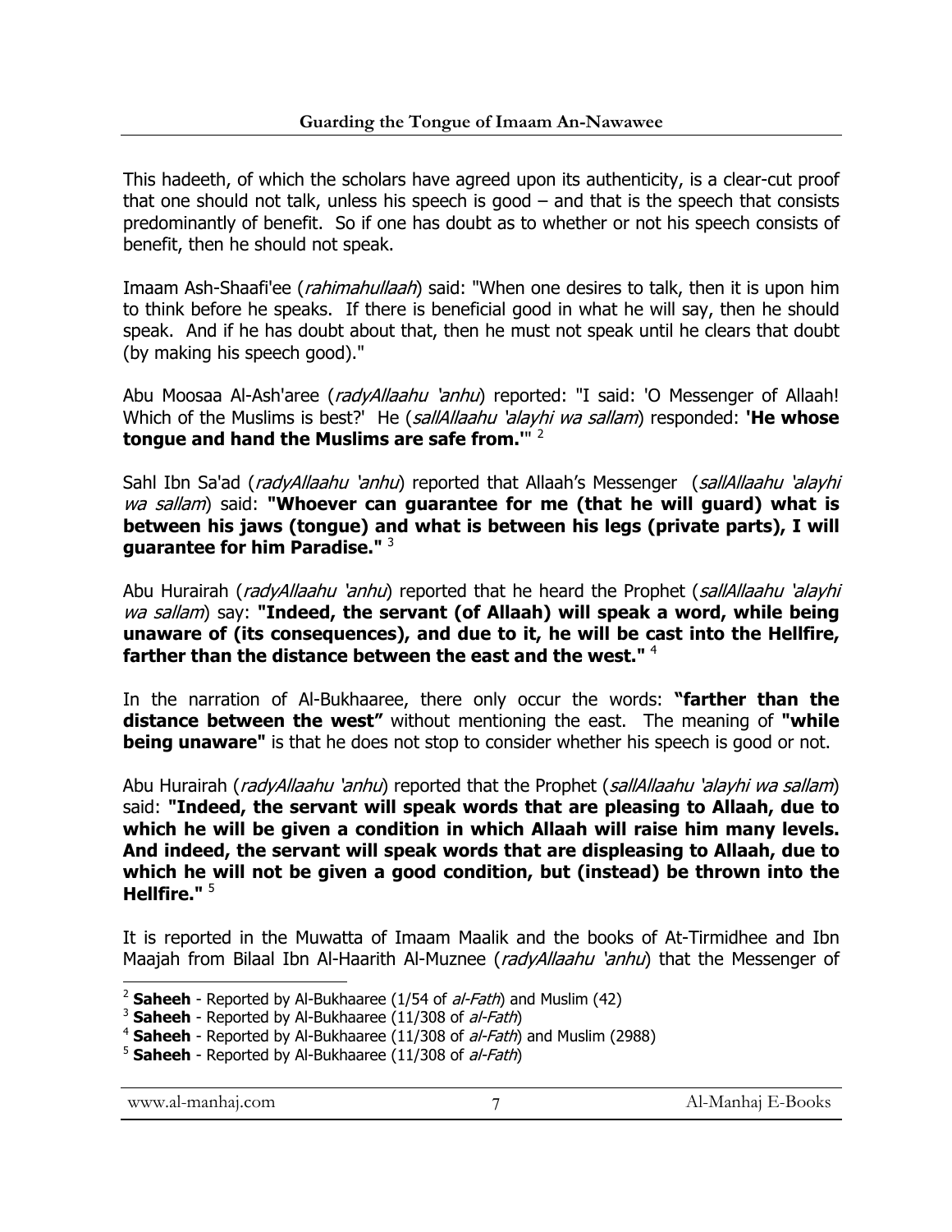This hadeeth, of which the scholars have agreed upon its authenticity, is a clear-cut proof that one should not talk, unless his speech is good – and that is the speech that consists predominantly of benefit. So if one has doubt as to whether or not his speech consists of benefit, then he should not speak.

Imaam Ash-Shaafi'ee (*rahimahullaah*) said: "When one desires to talk, then it is upon him to think before he speaks. If there is beneficial good in what he will say, then he should speak. And if he has doubt about that, then he must not speak until he clears that doubt (by making his speech good)."

Abu Moosaa Al-Ash'aree (*radyAllaahu 'anhu*) reported: "I said: 'O Messenger of Allaah! Which of the Muslims is best?' He (*sallAllaahu 'alayhi wa sallam*) responded: **'He whose tongue and hand the Muslims are safe from.'**" [2]

Sahl Ibn Sa'ad (*radyAllaahu 'anhu*) reported that Allaah's Messenger (*sallAllaahu 'alayhi wa sallam*) said: **"Whoever can guarantee for me (that he will guard) what is between his jaws (tongue) and what is between his legs (private parts), I will guarantee for him Paradise."** [3]

Abu Hurairah (*radyAllaahu 'anhu*) reported that he heard the Prophet (*sallAllaahu 'alayhi wa sallam*) say: **"Indeed, the servant (of Allaah) will speak a word, while being unaware of (its consequences), and due to it, he will be cast into the Hellfire, farther than the distance between the east and the west."** [4]

In the narration of Al-Bukhaaree, there only occur the words: **"farther than the distance between the west"** without mentioning the east. The meaning of **"while being unaware"** is that he does not stop to consider whether his speech is good or not.

Abu Hurairah (*radyAllaahu 'anhu*) reported that the Prophet (*sallAllaahu 'alayhi wa sallam*) said: **"Indeed, the servant will speak words that are pleasing to Allaah, due to which he will be given a condition in which Allaah will raise him many levels. And indeed, the servant will speak words that are displeasing to Allaah, due to which he will not be given a good condition, but (instead) be thrown into the Hellfire."** [5]

It is reported in the Muwatta of Imaam Maalik and the books of At-Tirmidhee and Ibn Maajah from Bilaal Ibn Al-Haarith Al-Muznee (*radyAllaahu 'anhu*) that the Messenger of

---

[2] **Saheeh** - Reported by Al-Bukhaaree (1/54 of *al-Fath*) and Muslim (42)

[3] **Saheeh** - Reported by Al-Bukhaaree (11/308 of *al-Fath*)

[4] **Saheeh** - Reported by Al-Bukhaaree (11/308 of *al-Fath*) and Muslim (2988)

[5] **Saheeh** - Reported by Al-Bukhaaree (11/308 of *al-Fath*)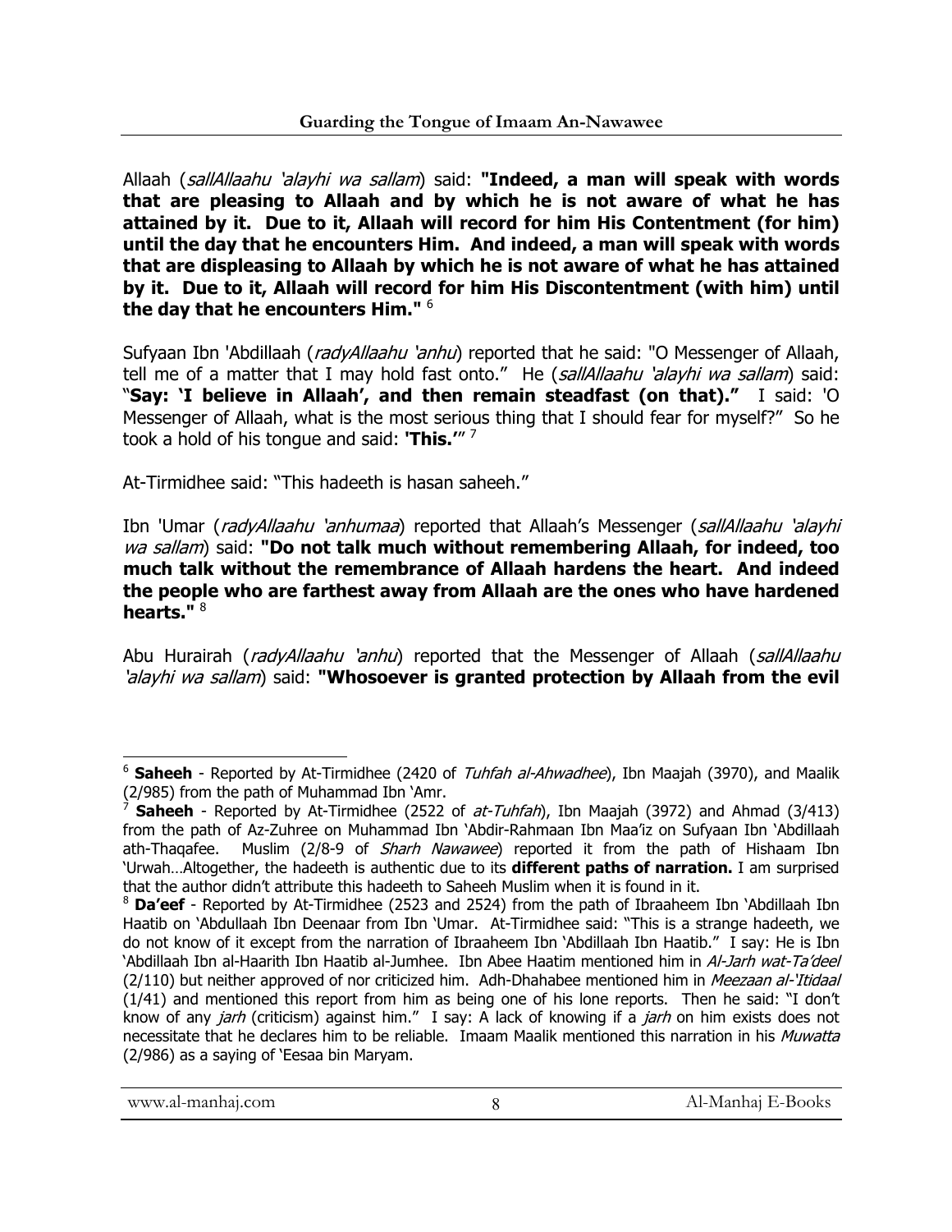Allaah (*sallAllaahu 'alayhi wa sallam*) said: **"Indeed, a man will speak with words that are pleasing to Allaah and by which he is not aware of what he has attained by it. Due to it, Allaah will record for him His Contentment (for him) until the day that he encounters Him. And indeed, a man will speak with words that are displeasing to Allaah by which he is not aware of what he has attained by it. Due to it, Allaah will record for him His Discontentment (with him) until the day that he encounters Him."** [6]

Sufyaan Ibn 'Abdillaah (*radyAllaahu 'anhu*) reported that he said: "O Messenger of Allaah, tell me of a matter that I may hold fast onto." He (*sallAllaahu 'alayhi wa sallam*) said: "**Say: 'I believe in Allaah', and then remain steadfast (on that).**" I said: 'O Messenger of Allaah, what is the most serious thing that I should fear for myself?" So he took a hold of his tongue and said: **'This.'**" [7]

At-Tirmidhee said: "This hadeeth is hasan saheeh."

Ibn 'Umar (*radyAllaahu 'anhumaa*) reported that Allaah's Messenger (*sallAllaahu 'alayhi wa sallam*) said: **"Do not talk much without remembering Allaah, for indeed, too much talk without the remembrance of Allaah hardens the heart. And indeed the people who are farthest away from Allaah are the ones who have hardened hearts."** [8]

Abu Hurairah (*radyAllaahu 'anhu*) reported that the Messenger of Allaah (*sallAllaahu 'alayhi wa sallam*) said: **"Whosoever is granted protection by Allaah from the evil**

---

[6] **Saheeh** - Reported by At-Tirmidhee (2420 of *Tuhfah al-Ahwadhee*), Ibn Maajah (3970), and Maalik (2/985) from the path of Muhammad Ibn 'Amr.

[7] **Saheeh** - Reported by At-Tirmidhee (2522 of *at-Tuhfah*), Ibn Maajah (3972) and Ahmad (3/413) from the path of Az-Zuhree on Muhammad Ibn 'Abdir-Rahmaan Ibn Maa'iz on Sufyaan Ibn 'Abdillaah ath-Thaqafee. Muslim (2/8-9 of *Sharh Nawawee*) reported it from the path of Hishaam Ibn 'Urwah…Altogether, the hadeeth is authentic due to its **different paths of narration.** I am surprised that the author didn't attribute this hadeeth to Saheeh Muslim when it is found in it.

[8] **Da'eef** - Reported by At-Tirmidhee (2523 and 2524) from the path of Ibraaheem Ibn 'Abdillaah Ibn Haatib on 'Abdullaah Ibn Deenaar from Ibn 'Umar. At-Tirmidhee said: "This is a strange hadeeth, we do not know of it except from the narration of Ibraaheem Ibn 'Abdillaah Ibn Haatib." I say: He is Ibn 'Abdillaah Ibn al-Haarith Ibn Haatib al-Jumhee. Ibn Abee Haatim mentioned him in *Al-Jarh wat-Ta'deel* (2/110) but neither approved of nor criticized him. Adh-Dhahabee mentioned him in *Meezaan al-'Itidaal* (1/41) and mentioned this report from him as being one of his lone reports. Then he said: "I don't know of any *jarh* (criticism) against him." I say: A lack of knowing if a *jarh* on him exists does not necessitate that he declares him to be reliable. Imaam Maalik mentioned this narration in his *Muwatta* (2/986) as a saying of 'Eesaa bin Maryam.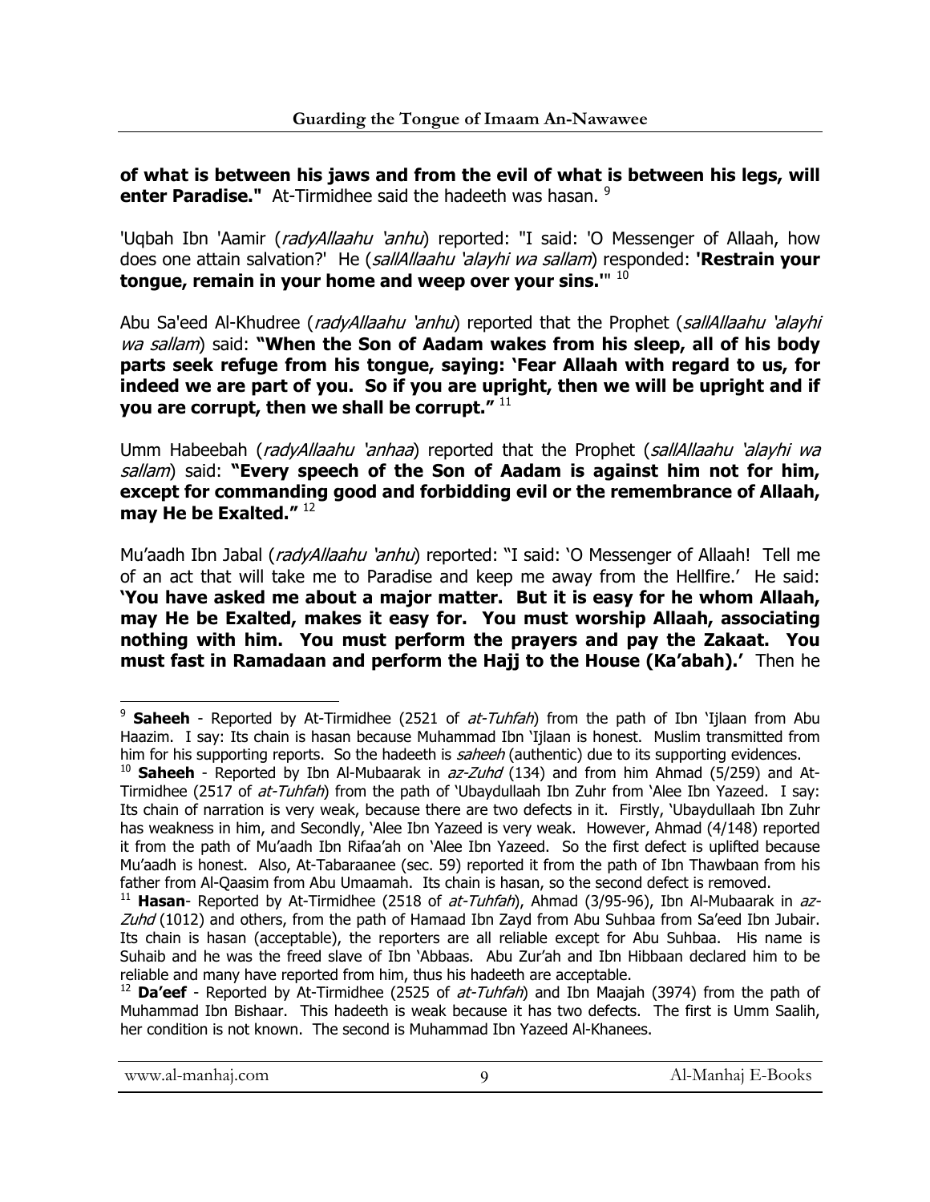**of what is between his jaws and from the evil of what is between his legs, will enter Paradise."** At-Tirmidhee said the hadeeth was hasan. [9]

'Uqbah Ibn 'Aamir (*radyAllaahu 'anhu*) reported: "I said: 'O Messenger of Allaah, how does one attain salvation?' He (*sallAllaahu 'alayhi wa sallam*) responded: **'Restrain your tongue, remain in your home and weep over your sins.'"** [10]

Abu Sa'eed Al-Khudree (*radyAllaahu 'anhu*) reported that the Prophet (*sallAllaahu 'alayhi wa sallam*) said: **"When the Son of Aadam wakes from his sleep, all of his body parts seek refuge from his tongue, saying: 'Fear Allaah with regard to us, for indeed we are part of you. So if you are upright, then we will be upright and if you are corrupt, then we shall be corrupt."** [11]

Umm Habeebah (*radyAllaahu 'anhaa*) reported that the Prophet (*sallAllaahu 'alayhi wa sallam*) said: **"Every speech of the Son of Aadam is against him not for him, except for commanding good and forbidding evil or the remembrance of Allaah, may He be Exalted."** [12]

Mu'aadh Ibn Jabal (*radyAllaahu 'anhu*) reported: "I said: 'O Messenger of Allaah! Tell me of an act that will take me to Paradise and keep me away from the Hellfire.' He said: **'You have asked me about a major matter. But it is easy for he whom Allaah, may He be Exalted, makes it easy for. You must worship Allaah, associating nothing with him. You must perform the prayers and pay the Zakaat. You must fast in Ramadaan and perform the Hajj to the House (Ka'abah).'** Then he

---

[9] **Saheeh** - Reported by At-Tirmidhee (2521 of *at-Tuhfah*) from the path of Ibn 'Ijlaan from Abu Haazim. I say: Its chain is hasan because Muhammad Ibn 'Ijlaan is honest. Muslim transmitted from him for his supporting reports. So the hadeeth is *saheeh* (authentic) due to its supporting evidences.

[10] **Saheeh** - Reported by Ibn Al-Mubaarak in *az-Zuhd* (134) and from him Ahmad (5/259) and At-Tirmidhee (2517 of *at-Tuhfah*) from the path of 'Ubaydullaah Ibn Zuhr from 'Alee Ibn Yazeed. I say: Its chain of narration is very weak, because there are two defects in it. Firstly, 'Ubaydullaah Ibn Zuhr has weakness in him, and Secondly, 'Alee Ibn Yazeed is very weak. However, Ahmad (4/148) reported it from the path of Mu'aadh Ibn Rifaa'ah on 'Alee Ibn Yazeed. So the first defect is uplifted because Mu'aadh is honest. Also, At-Tabaraanee (sec. 59) reported it from the path of Ibn Thawbaan from his father from Al-Qaasim from Abu Umaamah. Its chain is hasan, so the second defect is removed.

[11] **Hasan**- Reported by At-Tirmidhee (2518 of *at-Tuhfah*), Ahmad (3/95-96), Ibn Al-Mubaarak in *az-Zuhd* (1012) and others, from the path of Hamaad Ibn Zayd from Abu Suhbaa from Sa'eed Ibn Jubair. Its chain is hasan (acceptable), the reporters are all reliable except for Abu Suhbaa. His name is Suhaib and he was the freed slave of Ibn 'Abbaas. Abu Zur'ah and Ibn Hibbaan declared him to be reliable and many have reported from him, thus his hadeeth are acceptable.

[12] **Da'eef** - Reported by At-Tirmidhee (2525 of *at-Tuhfah*) and Ibn Maajah (3974) from the path of Muhammad Ibn Bishaar. This hadeeth is weak because it has two defects. The first is Umm Saalih, her condition is not known. The second is Muhammad Ibn Yazeed Al-Khanees.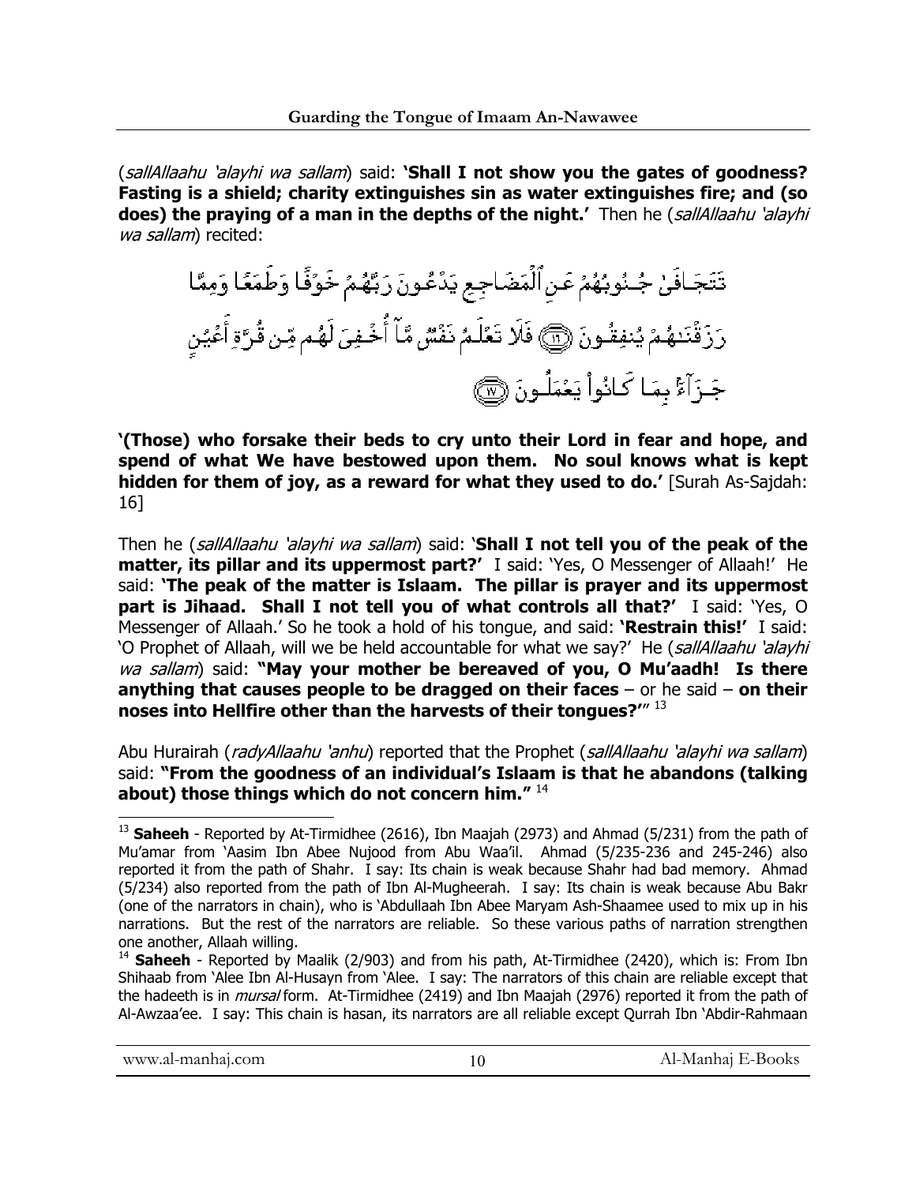(*sallAllaahu 'alayhi wa sallam*) said: **'Shall I not show you the gates of goodness? Fasting is a shield; charity extinguishes sin as water extinguishes fire; and (so does) the praying of a man in the depths of the night.'** Then he (*sallAllaahu 'alayhi wa sallam*) recited:

تَتَجَافَىٰ جُنُوبُهُمْ عَنِ الْمَضَاجِعِ يَدْعُونَ رَبَّهُمْ خَوْفًا وَطَمَعًا وَمِمَّا رَزَقْنَاهُمْ يُنفِقُونَ ﴿١٦﴾ فَلَا تَعْلَمُ نَفْسٌ مَّا أُخْفِيَ لَهُم مِّن قُرَّةِ أَعْيُنٍ جَزَاءً بِمَا كَانُوا يَعْمَلُونَ ﴿١٧﴾

**'(Those) who forsake their beds to cry unto their Lord in fear and hope, and spend of what We have bestowed upon them. No soul knows what is kept hidden for them of joy, as a reward for what they used to do.'** [Surah As-Sajdah: 16]

Then he (*sallAllaahu 'alayhi wa sallam*) said: '**Shall I not tell you of the peak of the matter, its pillar and its uppermost part?'** I said: 'Yes, O Messenger of Allaah!' He said: **'The peak of the matter is Islaam. The pillar is prayer and its uppermost part is Jihaad. Shall I not tell you of what controls all that?'** I said: 'Yes, O Messenger of Allaah.' So he took a hold of his tongue, and said: **'Restrain this!'** I said: 'O Prophet of Allaah, will we be held accountable for what we say?' He (*sallAllaahu 'alayhi wa sallam*) said: **"May your mother be bereaved of you, O Mu'aadh! Is there anything that causes people to be dragged on their faces** – or he said – **on their noses into Hellfire other than the harvests of their tongues?'"** [13]

Abu Hurairah (*radyAllaahu 'anhu*) reported that the Prophet (*sallAllaahu 'alayhi wa sallam*) said: **"From the goodness of an individual's Islaam is that he abandons (talking about) those things which do not concern him."** [14]

---

[13] **Saheeh** - Reported by At-Tirmidhee (2616), Ibn Maajah (2973) and Ahmad (5/231) from the path of Mu'amar from 'Aasim Ibn Abee Nujood from Abu Waa'il. Ahmad (5/235-236 and 245-246) also reported it from the path of Shahr. I say: Its chain is weak because Shahr had bad memory. Ahmad (5/234) also reported from the path of Ibn Al-Mugheerah. I say: Its chain is weak because Abu Bakr (one of the narrators in chain), who is 'Abdullaah Ibn Abee Maryam Ash-Shaamee used to mix up in his narrations. But the rest of the narrators are reliable. So these various paths of narration strengthen one another, Allaah willing.

[14] **Saheeh** - Reported by Maalik (2/903) and from his path, At-Tirmidhee (2420), which is: From Ibn Shihaab from 'Alee Ibn Al-Husayn from 'Alee. I say: The narrators of this chain are reliable except that the hadeeth is in *mursal* form. At-Tirmidhee (2419) and Ibn Maajah (2976) reported it from the path of Al-Awzaa'ee. I say: This chain is hasan, its narrators are all reliable except Qurrah Ibn 'Abdir-Rahmaan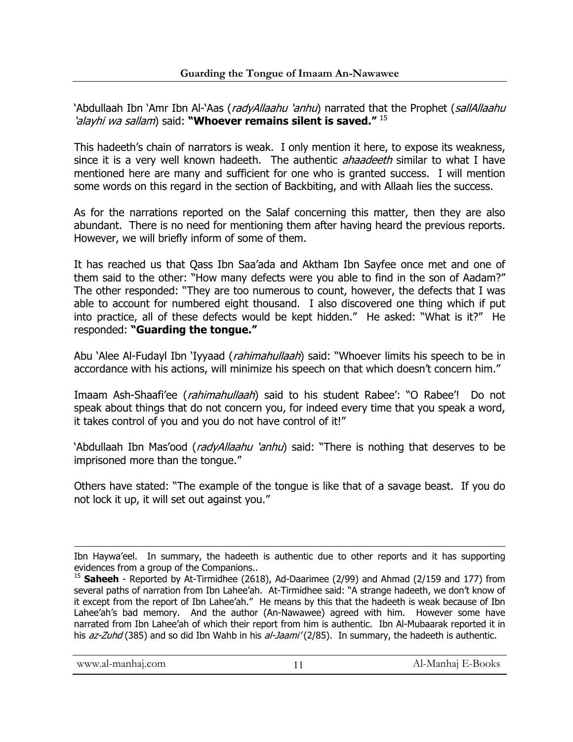'Abdullaah Ibn 'Amr Ibn Al-'Aas (*radyAllaahu 'anhu*) narrated that the Prophet (*sallAllaahu 'alayhi wa sallam*) said: **"Whoever remains silent is saved."** [15]

This hadeeth's chain of narrators is weak. I only mention it here, to expose its weakness, since it is a very well known hadeeth. The authentic *ahaadeeth* similar to what I have mentioned here are many and sufficient for one who is granted success. I will mention some words on this regard in the section of Backbiting, and with Allaah lies the success.

As for the narrations reported on the Salaf concerning this matter, then they are also abundant. There is no need for mentioning them after having heard the previous reports. However, we will briefly inform of some of them.

It has reached us that Qass Ibn Saa'ada and Aktham Ibn Sayfee once met and one of them said to the other: "How many defects were you able to find in the son of Aadam?" The other responded: "They are too numerous to count, however, the defects that I was able to account for numbered eight thousand. I also discovered one thing which if put into practice, all of these defects would be kept hidden." He asked: "What is it?" He responded: **"Guarding the tongue."**

Abu 'Alee Al-Fudayl Ibn 'Iyyaad (*rahimahullaah*) said: "Whoever limits his speech to be in accordance with his actions, will minimize his speech on that which doesn't concern him."

Imaam Ash-Shaafi'ee (*rahimahullaah*) said to his student Rabee': "O Rabee'! Do not speak about things that do not concern you, for indeed every time that you speak a word, it takes control of you and you do not have control of it!"

'Abdullaah Ibn Mas'ood (*radyAllaahu 'anhu*) said: "There is nothing that deserves to be imprisoned more than the tongue."

Others have stated: "The example of the tongue is like that of a savage beast. If you do not lock it up, it will set out against you."

---

Ibn Haywa'eel. In summary, the hadeeth is authentic due to other reports and it has supporting evidences from a group of the Companions..

[15] **Saheeh** - Reported by At-Tirmidhee (2618), Ad-Daarimee (2/99) and Ahmad (2/159 and 177) from several paths of narration from Ibn Lahee'ah. At-Tirmidhee said: "A strange hadeeth, we don't know of it except from the report of Ibn Lahee'ah." He means by this that the hadeeth is weak because of Ibn Lahee'ah's bad memory. And the author (An-Nawawee) agreed with him. However some have narrated from Ibn Lahee'ah of which their report from him is authentic. Ibn Al-Mubaarak reported it in his *az-Zuhd* (385) and so did Ibn Wahb in his *al-Jaami'* (2/85). In summary, the hadeeth is authentic.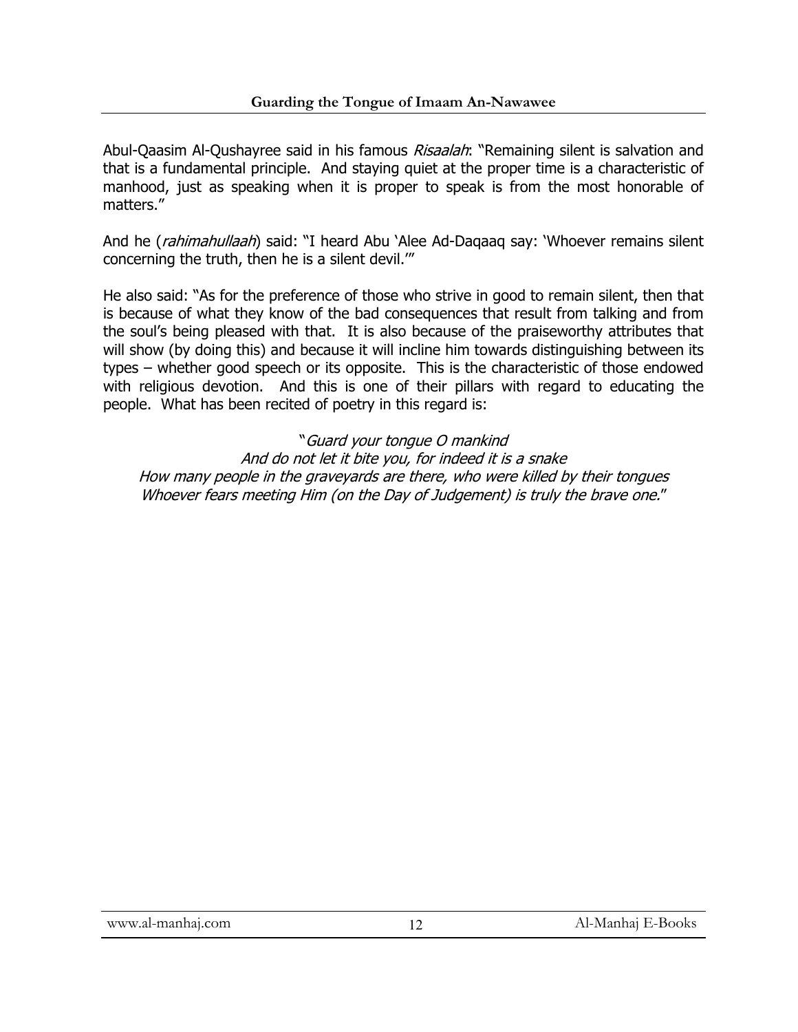Abul-Qaasim Al-Qushayree said in his famous *Risaalah*: "Remaining silent is salvation and that is a fundamental principle. And staying quiet at the proper time is a characteristic of manhood, just as speaking when it is proper to speak is from the most honorable of matters."

And he (*rahimahullaah*) said: "I heard Abu 'Alee Ad-Daqaaq say: 'Whoever remains silent concerning the truth, then he is a silent devil.'"

He also said: "As for the preference of those who strive in good to remain silent, then that is because of what they know of the bad consequences that result from talking and from the soul's being pleased with that. It is also because of the praiseworthy attributes that will show (by doing this) and because it will incline him towards distinguishing between its types – whether good speech or its opposite. This is the characteristic of those endowed with religious devotion. And this is one of their pillars with regard to educating the people. What has been recited of poetry in this regard is:

"*Guard your tongue O mankind*
*And do not let it bite you, for indeed it is a snake*
*How many people in the graveyards are there, who were killed by their tongues*
*Whoever fears meeting Him (on the Day of Judgement) is truly the brave one.*"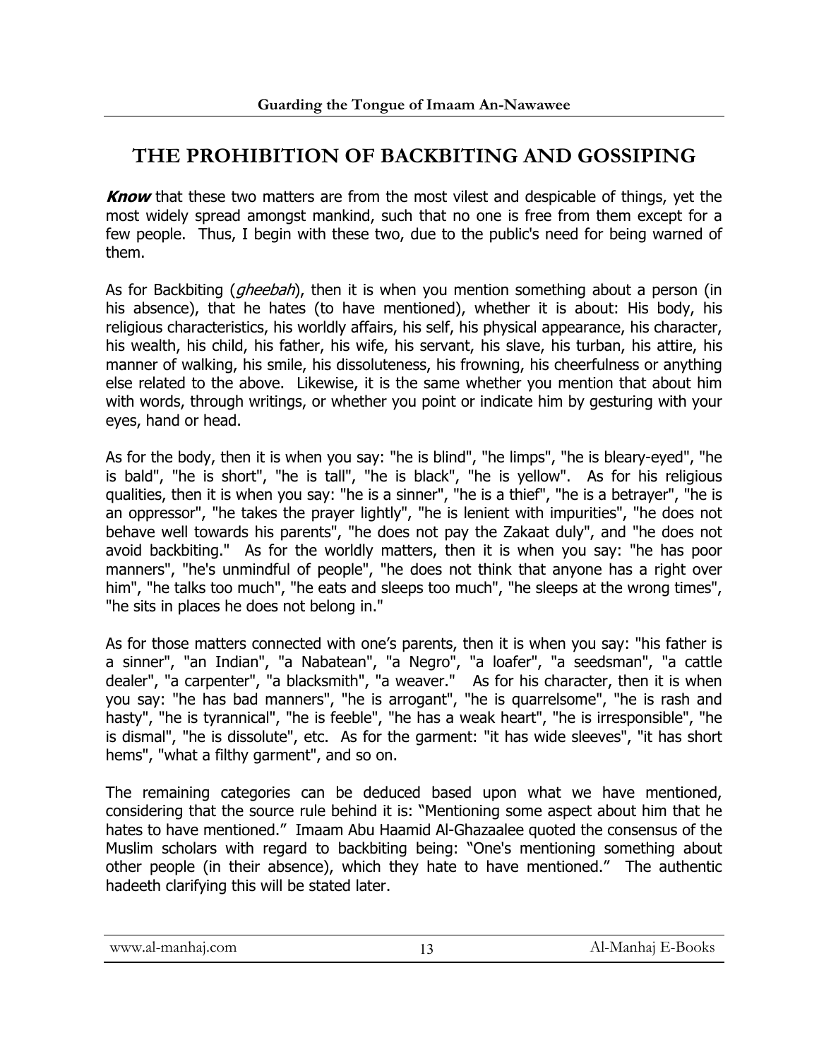## THE PROHIBITION OF BACKBITING AND GOSSIPING

***Know*** that these two matters are from the most vilest and despicable of things, yet the most widely spread amongst mankind, such that no one is free from them except for a few people. Thus, I begin with these two, due to the public's need for being warned of them.

As for Backbiting (*gheebah*), then it is when you mention something about a person (in his absence), that he hates (to have mentioned), whether it is about: His body, his religious characteristics, his worldly affairs, his self, his physical appearance, his character, his wealth, his child, his father, his wife, his servant, his slave, his turban, his attire, his manner of walking, his smile, his dissoluteness, his frowning, his cheerfulness or anything else related to the above. Likewise, it is the same whether you mention that about him with words, through writings, or whether you point or indicate him by gesturing with your eyes, hand or head.

As for the body, then it is when you say: "he is blind", "he limps", "he is bleary-eyed", "he is bald", "he is short", "he is tall", "he is black", "he is yellow". As for his religious qualities, then it is when you say: "he is a sinner", "he is a thief", "he is a betrayer", "he is an oppressor", "he takes the prayer lightly", "he is lenient with impurities", "he does not behave well towards his parents", "he does not pay the Zakaat duly", and "he does not avoid backbiting." As for the worldly matters, then it is when you say: "he has poor manners", "he's unmindful of people", "he does not think that anyone has a right over him", "he talks too much", "he eats and sleeps too much", "he sleeps at the wrong times", "he sits in places he does not belong in."

As for those matters connected with one's parents, then it is when you say: "his father is a sinner", "an Indian", "a Nabatean", "a Negro", "a loafer", "a seedsman", "a cattle dealer", "a carpenter", "a blacksmith", "a weaver." As for his character, then it is when you say: "he has bad manners", "he is arrogant", "he is quarrelsome", "he is rash and hasty", "he is tyrannical", "he is feeble", "he has a weak heart", "he is irresponsible", "he is dismal", "he is dissolute", etc. As for the garment: "it has wide sleeves", "it has short hems", "what a filthy garment", and so on.

The remaining categories can be deduced based upon what we have mentioned, considering that the source rule behind it is: "Mentioning some aspect about him that he hates to have mentioned." Imaam Abu Haamid Al-Ghazaalee quoted the consensus of the Muslim scholars with regard to backbiting being: "One's mentioning something about other people (in their absence), which they hate to have mentioned." The authentic hadeeth clarifying this will be stated later.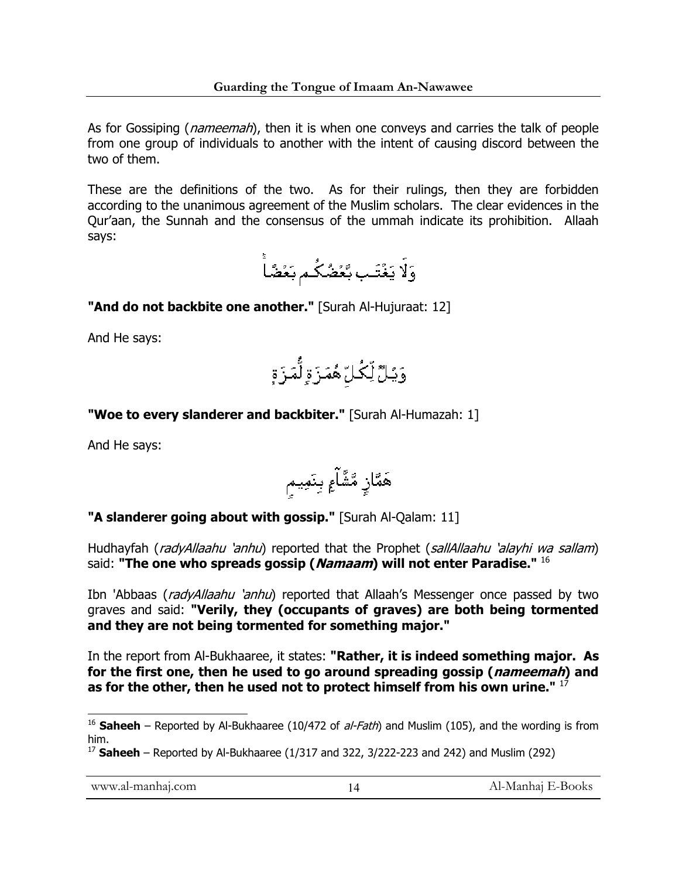As for Gossiping (*nameemah*), then it is when one conveys and carries the talk of people from one group of individuals to another with the intent of causing discord between the two of them.

These are the definitions of the two. As for their rulings, then they are forbidden according to the unanimous agreement of the Muslim scholars. The clear evidences in the Qur'aan, the Sunnah and the consensus of the ummah indicate its prohibition. Allaah says:

وَلَا يَغْتَب بَّعْضُكُم بَعْضًا

**"And do not backbite one another."** [Surah Al-Hujuraat: 12]

And He says:

وَيْلٌ لِّكُلِّ هُمَزَةٍ لُّمَزَةٍ

**"Woe to every slanderer and backbiter."** [Surah Al-Humazah: 1]

And He says:

هَمَّازٍ مَّشَّآءٍ بِنَمِيمٍ

**"A slanderer going about with gossip."** [Surah Al-Qalam: 11]

Hudhayfah (*radyAllaahu 'anhu*) reported that the Prophet (*sallAllaahu 'alayhi wa sallam*) said: **"The one who spreads gossip (*Namaam*) will not enter Paradise."** [16]

Ibn 'Abbaas (*radyAllaahu 'anhu*) reported that Allaah's Messenger once passed by two graves and said: **"Verily, they (occupants of graves) are both being tormented and they are not being tormented for something major."**

In the report from Al-Bukhaaree, it states: **"Rather, it is indeed something major. As for the first one, then he used to go around spreading gossip (*nameemah*) and as for the other, then he used not to protect himself from his own urine."** [17]

---

[16] **Saheeh** – Reported by Al-Bukhaaree (10/472 of *al-Fath*) and Muslim (105), and the wording is from him.

[17] **Saheeh** – Reported by Al-Bukhaaree (1/317 and 322, 3/222-223 and 242) and Muslim (292)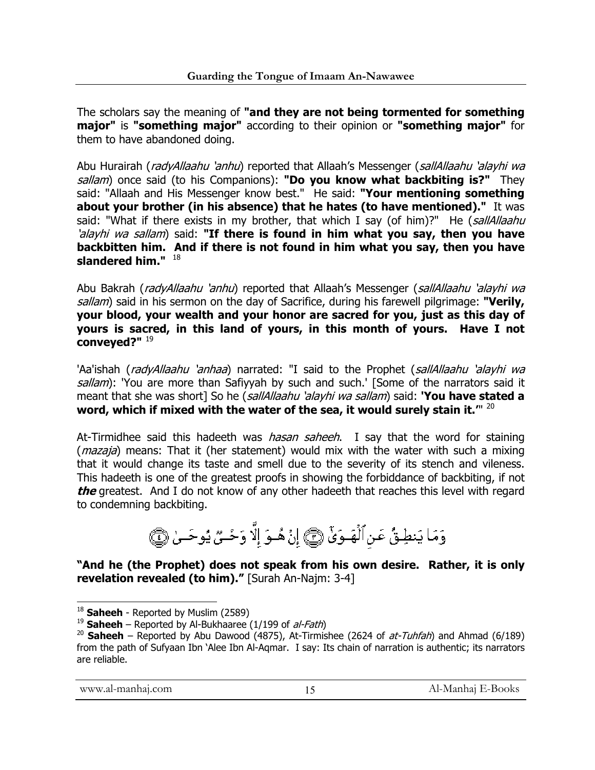The scholars say the meaning of **"and they are not being tormented for something major"** is **"something major"** according to their opinion or **"something major"** for them to have abandoned doing.

Abu Hurairah (*radyAllaahu 'anhu*) reported that Allaah's Messenger (*sallAllaahu 'alayhi wa sallam*) once said (to his Companions): **"Do you know what backbiting is?"** They said: "Allaah and His Messenger know best." He said: **"Your mentioning something about your brother (in his absence) that he hates (to have mentioned)."** It was said: "What if there exists in my brother, that which I say (of him)?" He (*sallAllaahu 'alayhi wa sallam*) said: **"If there is found in him what you say, then you have backbitten him. And if there is not found in him what you say, then you have slandered him."** [18]

Abu Bakrah (*radyAllaahu 'anhu*) reported that Allaah's Messenger (*sallAllaahu 'alayhi wa sallam*) said in his sermon on the day of Sacrifice, during his farewell pilgrimage: **"Verily, your blood, your wealth and your honor are sacred for you, just as this day of yours is sacred, in this land of yours, in this month of yours. Have I not conveyed?"** [19]

'Aa'ishah (*radyAllaahu 'anhaa*) narrated: "I said to the Prophet (*sallAllaahu 'alayhi wa sallam*): 'You are more than Safiyyah by such and such.' [Some of the narrators said it meant that she was short] So he (*sallAllaahu 'alayhi wa sallam*) said: **'You have stated a word, which if mixed with the water of the sea, it would surely stain it.'**" [20]

At-Tirmidhee said this hadeeth was *hasan saheeh*. I say that the word for staining (*mazaja*) means: That it (her statement) would mix with the water with such a mixing that it would change its taste and smell due to the severity of its stench and vileness. This hadeeth is one of the greatest proofs in showing the forbiddance of backbiting, if not ***the*** greatest. And I do not know of any other hadeeth that reaches this level with regard to condemning backbiting.

وَمَا يَنطِقُ عَنِ ٱلْهَوَىٰٓ ۝٣ إِنْ هُوَ إِلَّا وَحْىٌ يُوحَىٰ ۝٤

**"And he (the Prophet) does not speak from his own desire. Rather, it is only revelation revealed (to him)."** [Surah An-Najm: 3-4]

---

[18] **Saheeh** - Reported by Muslim (2589)

[19] **Saheeh** – Reported by Al-Bukhaaree (1/199 of *al-Fath*)

[20] **Saheeh** – Reported by Abu Dawood (4875), At-Tirmishee (2624 of *at-Tuhfah*) and Ahmad (6/189) from the path of Sufyaan Ibn 'Alee Ibn Al-Aqmar. I say: Its chain of narration is authentic; its narrators are reliable.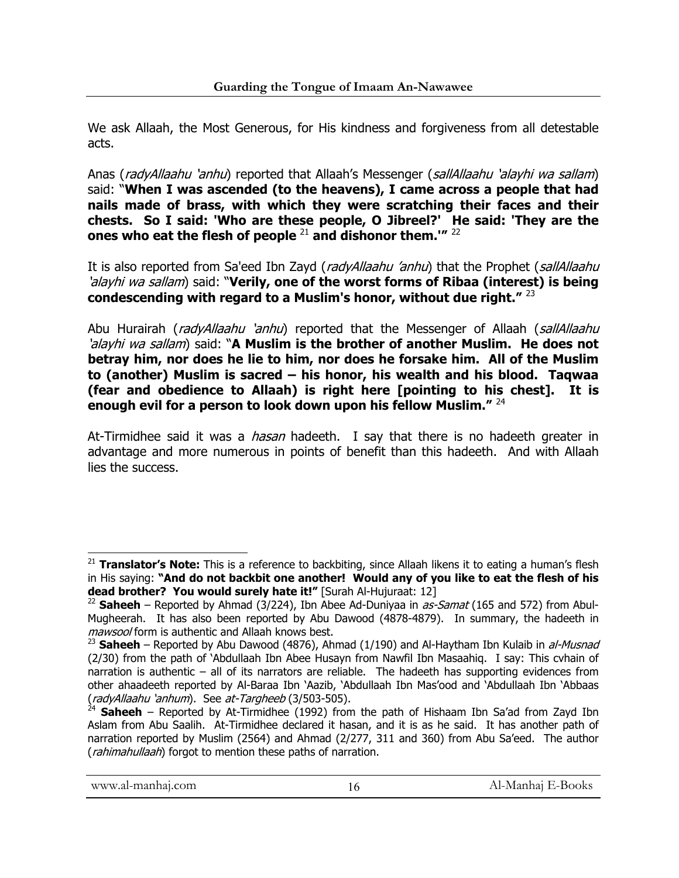We ask Allaah, the Most Generous, for His kindness and forgiveness from all detestable acts.

Anas (*radyAllaahu 'anhu*) reported that Allaah's Messenger (*sallAllaahu 'alayhi wa sallam*) said: "**When I was ascended (to the heavens), I came across a people that had nails made of brass, with which they were scratching their faces and their chests. So I said: 'Who are these people, O Jibreel?' He said: 'They are the ones who eat the flesh of people** [21] **and dishonor them.'"** [22]

It is also reported from Sa'eed Ibn Zayd (*radyAllaahu 'anhu*) that the Prophet (*sallAllaahu 'alayhi wa sallam*) said: "**Verily, one of the worst forms of Ribaa (interest) is being condescending with regard to a Muslim's honor, without due right."** [23]

Abu Hurairah (*radyAllaahu 'anhu*) reported that the Messenger of Allaah (*sallAllaahu 'alayhi wa sallam*) said: "**A Muslim is the brother of another Muslim. He does not betray him, nor does he lie to him, nor does he forsake him. All of the Muslim to (another) Muslim is sacred – his honor, his wealth and his blood. Taqwaa (fear and obedience to Allaah) is right here [pointing to his chest]. It is enough evil for a person to look down upon his fellow Muslim."** [24]

At-Tirmidhee said it was a *hasan* hadeeth. I say that there is no hadeeth greater in advantage and more numerous in points of benefit than this hadeeth. And with Allaah lies the success.

---

[21] **Translator's Note:** This is a reference to backbiting, since Allaah likens it to eating a human's flesh in His saying: **"And do not backbit one another! Would any of you like to eat the flesh of his dead brother? You would surely hate it!"** [Surah Al-Hujuraat: 12]

[22] **Saheeh** – Reported by Ahmad (3/224), Ibn Abee Ad-Duniyaa in *as-Samat* (165 and 572) from Abul-Mugheerah. It has also been reported by Abu Dawood (4878-4879). In summary, the hadeeth in *mawsool* form is authentic and Allaah knows best.

[23] **Saheeh** – Reported by Abu Dawood (4876), Ahmad (1/190) and Al-Haytham Ibn Kulaib in *al-Musnad* (2/30) from the path of 'Abdullaah Ibn Abee Husayn from Nawfil Ibn Masaahiq. I say: This cvhain of narration is authentic – all of its narrators are reliable. The hadeeth has supporting evidences from other ahaadeeth reported by Al-Baraa Ibn 'Aazib, 'Abdullaah Ibn Mas'ood and 'Abdullaah Ibn 'Abbaas (*radyAllaahu 'anhum*). See *at-Targheeb* (3/503-505).

[24] **Saheeh** – Reported by At-Tirmidhee (1992) from the path of Hishaam Ibn Sa'ad from Zayd Ibn Aslam from Abu Saalih. At-Tirmidhee declared it hasan, and it is as he said. It has another path of narration reported by Muslim (2564) and Ahmad (2/277, 311 and 360) from Abu Sa'eed. The author (*rahimahullaah*) forgot to mention these paths of narration.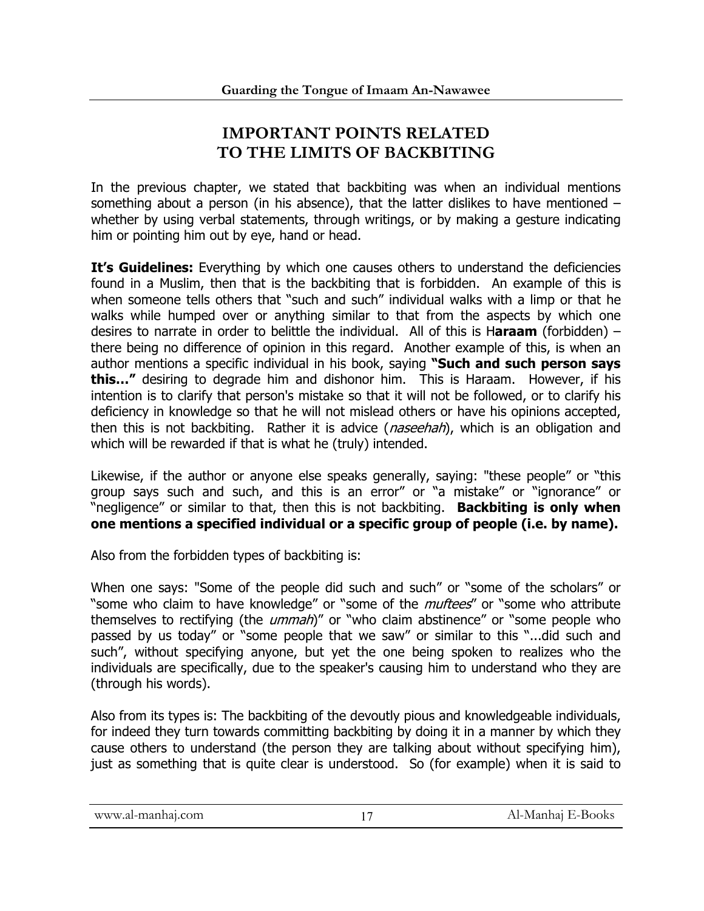# IMPORTANT POINTS RELATED TO THE LIMITS OF BACKBITING

In the previous chapter, we stated that backbiting was when an individual mentions something about a person (in his absence), that the latter dislikes to have mentioned – whether by using verbal statements, through writings, or by making a gesture indicating him or pointing him out by eye, hand or head.

**It's Guidelines:** Everything by which one causes others to understand the deficiencies found in a Muslim, then that is the backbiting that is forbidden. An example of this is when someone tells others that "such and such" individual walks with a limp or that he walks while humped over or anything similar to that from the aspects by which one desires to narrate in order to belittle the individual. All of this is H**araam** (forbidden) – there being no difference of opinion in this regard. Another example of this, is when an author mentions a specific individual in his book, saying **"Such and such person says this..."** desiring to degrade him and dishonor him. This is Haraam. However, if his intention is to clarify that person's mistake so that it will not be followed, or to clarify his deficiency in knowledge so that he will not mislead others or have his opinions accepted, then this is not backbiting. Rather it is advice (*naseehah*), which is an obligation and which will be rewarded if that is what he (truly) intended.

Likewise, if the author or anyone else speaks generally, saying: "these people" or "this group says such and such, and this is an error" or "a mistake" or "ignorance" or "negligence" or similar to that, then this is not backbiting. **Backbiting is only when one mentions a specified individual or a specific group of people (i.e. by name).**

Also from the forbidden types of backbiting is:

When one says: "Some of the people did such and such" or "some of the scholars" or "some who claim to have knowledge" or "some of the *muftees*" or "some who attribute themselves to rectifying (the *ummah*)" or "who claim abstinence" or "some people who passed by us today" or "some people that we saw" or similar to this "...did such and such", without specifying anyone, but yet the one being spoken to realizes who the individuals are specifically, due to the speaker's causing him to understand who they are (through his words).

Also from its types is: The backbiting of the devoutly pious and knowledgeable individuals, for indeed they turn towards committing backbiting by doing it in a manner by which they cause others to understand (the person they are talking about without specifying him), just as something that is quite clear is understood. So (for example) when it is said to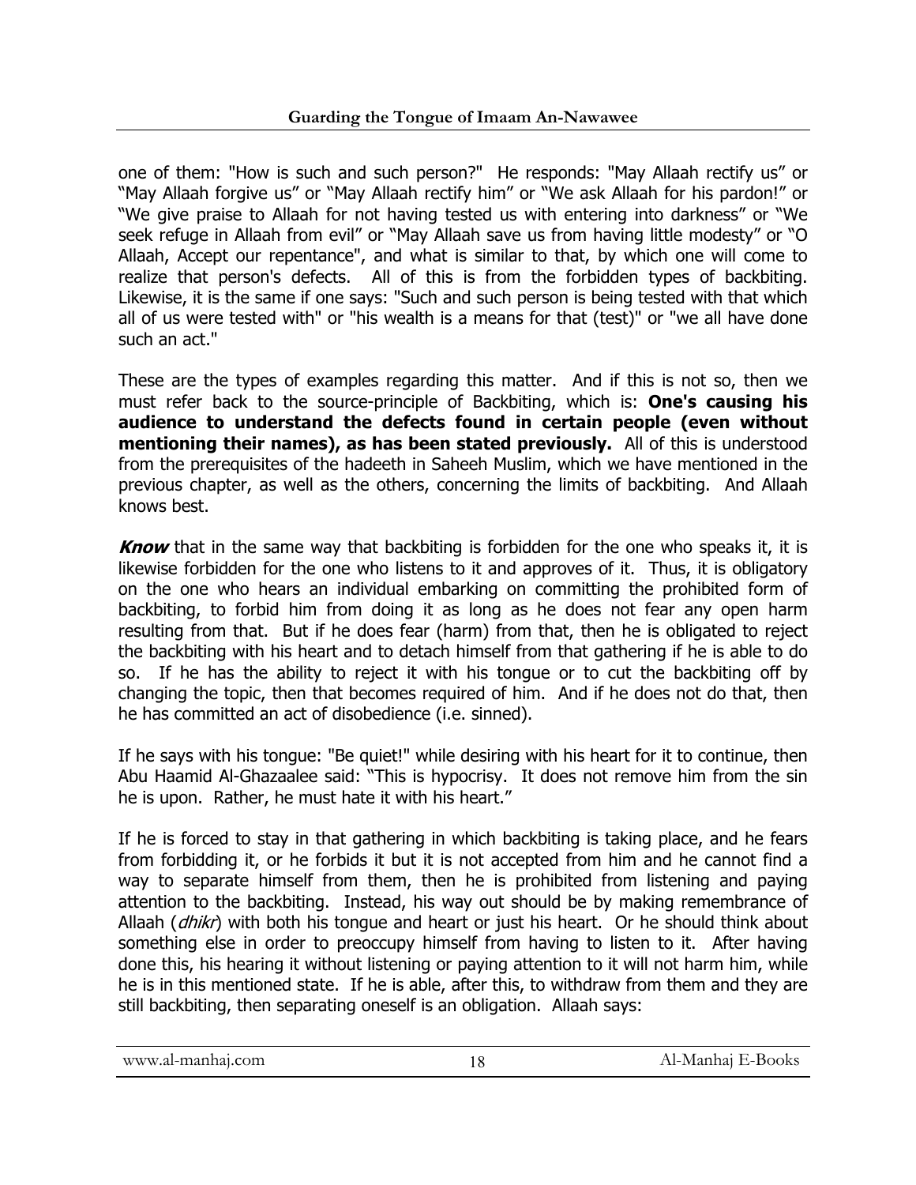one of them: "How is such and such person?" He responds: "May Allaah rectify us" or "May Allaah forgive us" or "May Allaah rectify him" or "We ask Allaah for his pardon!" or "We give praise to Allaah for not having tested us with entering into darkness" or "We seek refuge in Allaah from evil" or "May Allaah save us from having little modesty" or "O Allaah, Accept our repentance", and what is similar to that, by which one will come to realize that person's defects. All of this is from the forbidden types of backbiting. Likewise, it is the same if one says: "Such and such person is being tested with that which all of us were tested with" or "his wealth is a means for that (test)" or "we all have done such an act."

These are the types of examples regarding this matter. And if this is not so, then we must refer back to the source-principle of Backbiting, which is: **One's causing his audience to understand the defects found in certain people (even without mentioning their names), as has been stated previously.** All of this is understood from the prerequisites of the hadeeth in Saheeh Muslim, which we have mentioned in the previous chapter, as well as the others, concerning the limits of backbiting. And Allaah knows best.

***Know*** that in the same way that backbiting is forbidden for the one who speaks it, it is likewise forbidden for the one who listens to it and approves of it. Thus, it is obligatory on the one who hears an individual embarking on committing the prohibited form of backbiting, to forbid him from doing it as long as he does not fear any open harm resulting from that. But if he does fear (harm) from that, then he is obligated to reject the backbiting with his heart and to detach himself from that gathering if he is able to do so. If he has the ability to reject it with his tongue or to cut the backbiting off by changing the topic, then that becomes required of him. And if he does not do that, then he has committed an act of disobedience (i.e. sinned).

If he says with his tongue: "Be quiet!" while desiring with his heart for it to continue, then Abu Haamid Al-Ghazaalee said: "This is hypocrisy. It does not remove him from the sin he is upon. Rather, he must hate it with his heart."

If he is forced to stay in that gathering in which backbiting is taking place, and he fears from forbidding it, or he forbids it but it is not accepted from him and he cannot find a way to separate himself from them, then he is prohibited from listening and paying attention to the backbiting. Instead, his way out should be by making remembrance of Allaah (*dhikr*) with both his tongue and heart or just his heart. Or he should think about something else in order to preoccupy himself from having to listen to it. After having done this, his hearing it without listening or paying attention to it will not harm him, while he is in this mentioned state. If he is able, after this, to withdraw from them and they are still backbiting, then separating oneself is an obligation. Allaah says: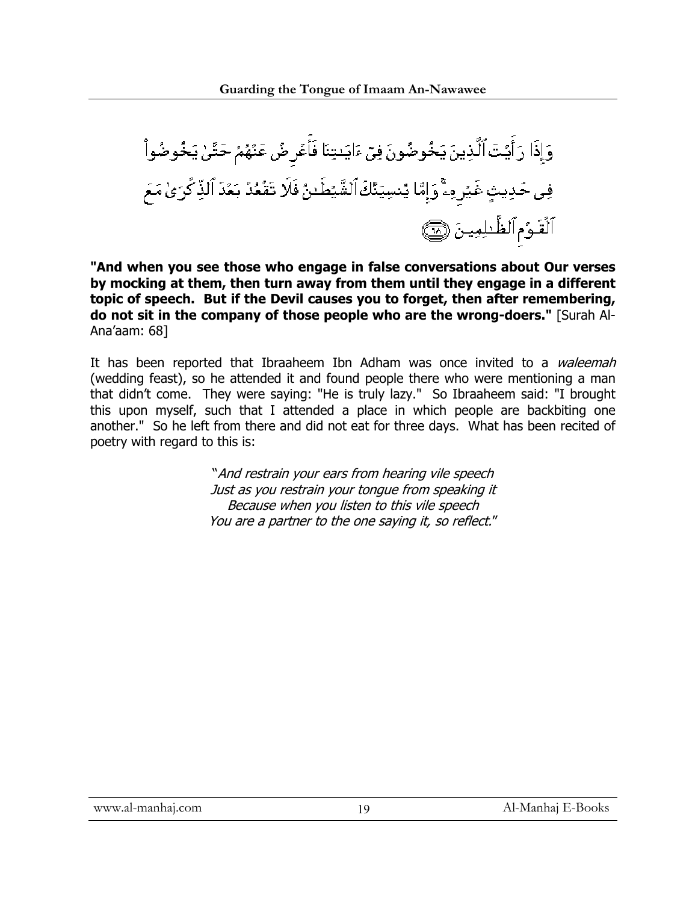وَإِذَا رَأَيْتَ ٱلَّذِينَ يَخُوضُونَ فِىٓ ءَايَـٰتِنَا فَأَعْرِضْ عَنْهُمْ حَتَّىٰ يَخُوضُوا۟ فِى حَدِيثٍ غَيْرِهِۦ ۚ وَإِمَّا يُنسِيَنَّكَ ٱلشَّيْطَـٰنُ فَلَا تَقْعُدْ بَعْدَ ٱلذِّكْرَىٰ مَعَ ٱلْقَوْمِ ٱلظَّـٰلِمِينَ ﴿٦٨﴾

**"And when you see those who engage in false conversations about Our verses by mocking at them, then turn away from them until they engage in a different topic of speech. But if the Devil causes you to forget, then after remembering, do not sit in the company of those people who are the wrong-doers."** [Surah Al-Ana'aam: 68]

It has been reported that Ibraaheem Ibn Adham was once invited to a *waleemah* (wedding feast), so he attended it and found people there who were mentioning a man that didn't come. They were saying: "He is truly lazy." So Ibraaheem said: "I brought this upon myself, such that I attended a place in which people are backbiting one another." So he left from there and did not eat for three days. What has been recited of poetry with regard to this is:

*"And restrain your ears from hearing vile speech*
*Just as you restrain your tongue from speaking it*
*Because when you listen to this vile speech*
*You are a partner to the one saying it, so reflect."*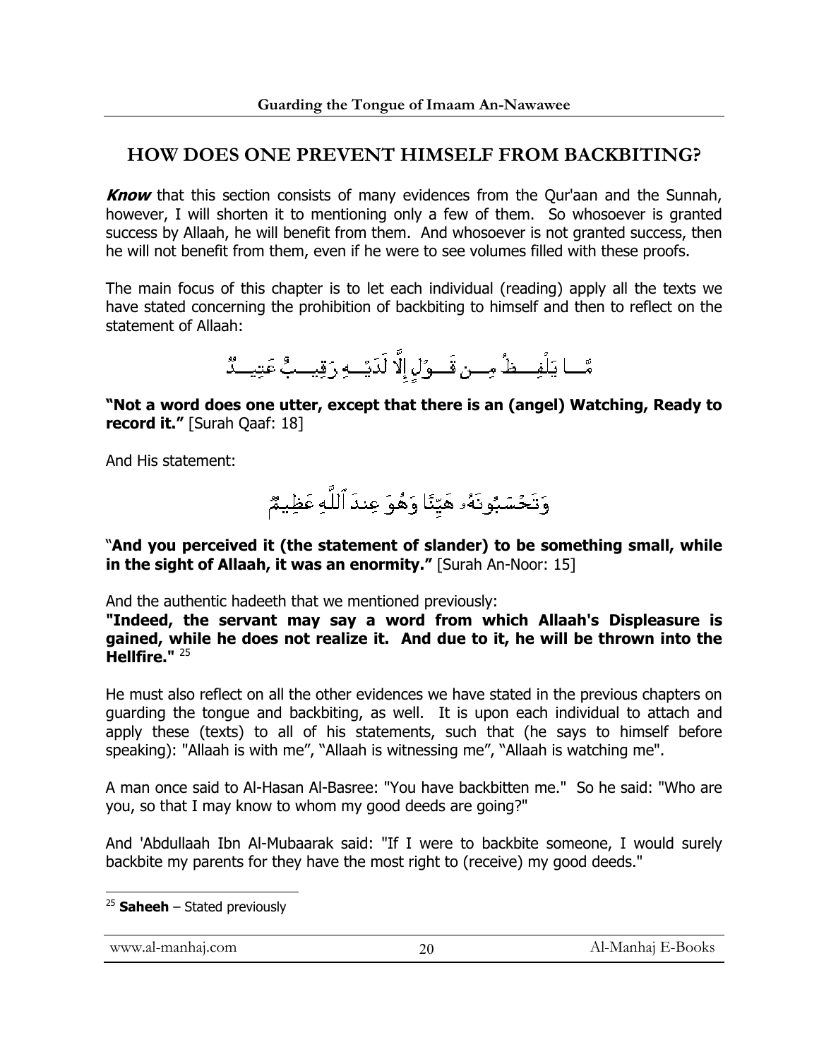## HOW DOES ONE PREVENT HIMSELF FROM BACKBITING?

***Know*** that this section consists of many evidences from the Qur'aan and the Sunnah, however, I will shorten it to mentioning only a few of them. So whosoever is granted success by Allaah, he will benefit from them. And whosoever is not granted success, then he will not benefit from them, even if he were to see volumes filled with these proofs.

The main focus of this chapter is to let each individual (reading) apply all the texts we have stated concerning the prohibition of backbiting to himself and then to reflect on the statement of Allaah:

مَّا يَلْفِظُ مِن قَوْلٍ إِلَّا لَدَيْهِ رَقِيبٌ عَتِيدٌ

**"Not a word does one utter, except that there is an (angel) Watching, Ready to record it."** [Surah Qaaf: 18]

And His statement:

وَتَحْسَبُونَهُۥ هَيِّنًا وَهُوَ عِندَ ٱللَّهِ عَظِيمٌ

"**And you perceived it (the statement of slander) to be something small, while in the sight of Allaah, it was an enormity."** [Surah An-Noor: 15]

And the authentic hadeeth that we mentioned previously:
**"Indeed, the servant may say a word from which Allaah's Displeasure is gained, while he does not realize it. And due to it, he will be thrown into the Hellfire."** [25]

He must also reflect on all the other evidences we have stated in the previous chapters on guarding the tongue and backbiting, as well. It is upon each individual to attach and apply these (texts) to all of his statements, such that (he says to himself before speaking): "Allaah is with me", "Allaah is witnessing me", "Allaah is watching me".

A man once said to Al-Hasan Al-Basree: "You have backbitten me." So he said: "Who are you, so that I may know to whom my good deeds are going?"

And 'Abdullaah Ibn Al-Mubaarak said: "If I were to backbite someone, I would surely backbite my parents for they have the most right to (receive) my good deeds."

---

[25] **Saheeh** – Stated previously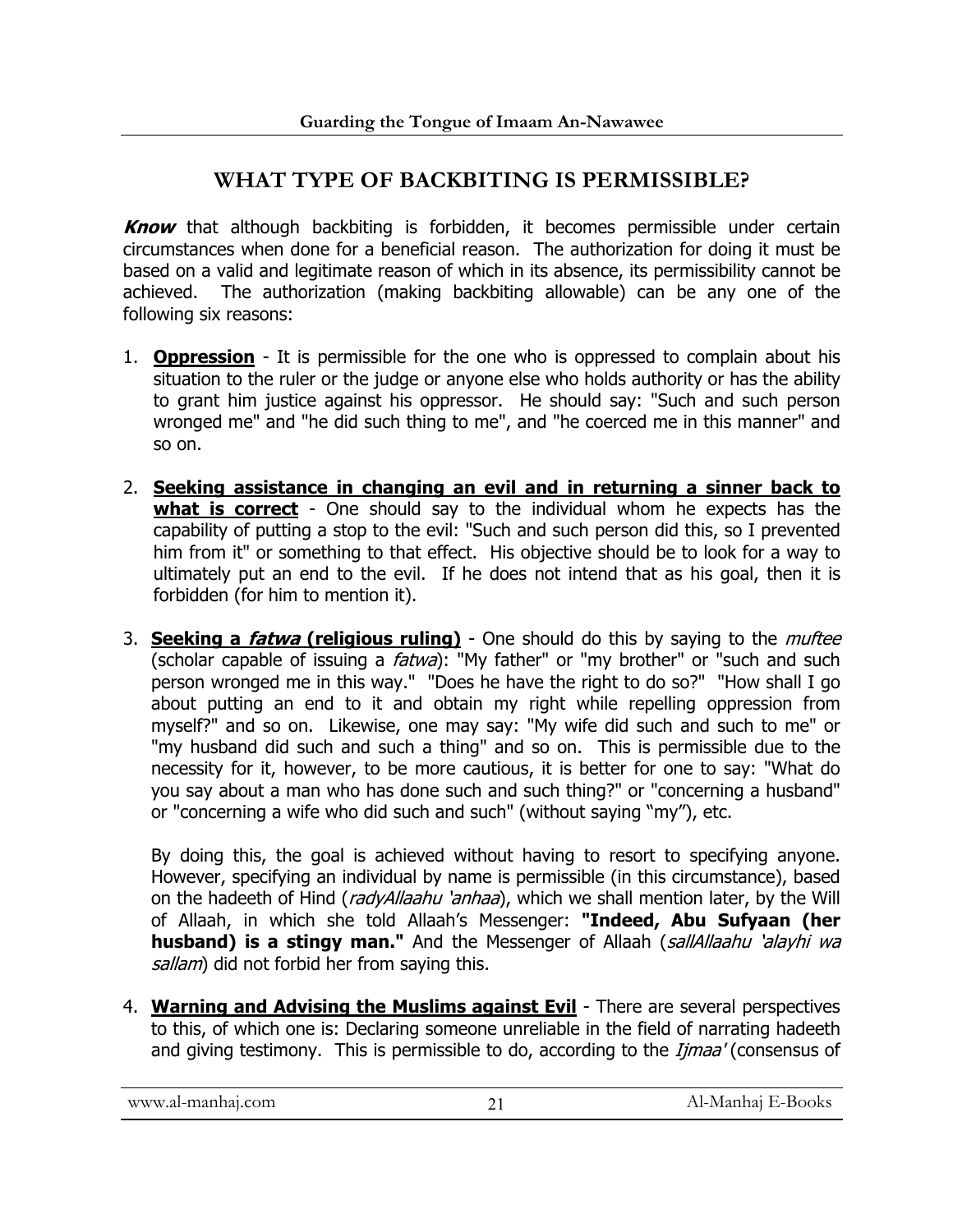## WHAT TYPE OF BACKBITING IS PERMISSIBLE?

***Know*** that although backbiting is forbidden, it becomes permissible under certain circumstances when done for a beneficial reason. The authorization for doing it must be based on a valid and legitimate reason of which in its absence, its permissibility cannot be achieved. The authorization (making backbiting allowable) can be any one of the following six reasons:

1. **Oppression** - It is permissible for the one who is oppressed to complain about his situation to the ruler or the judge or anyone else who holds authority or has the ability to grant him justice against his oppressor. He should say: "Such and such person wronged me" and "he did such thing to me", and "he coerced me in this manner" and so on.

2. **Seeking assistance in changing an evil and in returning a sinner back to what is correct** - One should say to the individual whom he expects has the capability of putting a stop to the evil: "Such and such person did this, so I prevented him from it" or something to that effect. His objective should be to look for a way to ultimately put an end to the evil. If he does not intend that as his goal, then it is forbidden (for him to mention it).

3. **Seeking a *fatwa* (religious ruling)** - One should do this by saying to the *muftee* (scholar capable of issuing a *fatwa*): "My father" or "my brother" or "such and such person wronged me in this way." "Does he have the right to do so?" "How shall I go about putting an end to it and obtain my right while repelling oppression from myself?" and so on. Likewise, one may say: "My wife did such and such to me" or "my husband did such and such a thing" and so on. This is permissible due to the necessity for it, however, to be more cautious, it is better for one to say: "What do you say about a man who has done such and such thing?" or "concerning a husband" or "concerning a wife who did such and such" (without saying "my"), etc.

   By doing this, the goal is achieved without having to resort to specifying anyone. However, specifying an individual by name is permissible (in this circumstance), based on the hadeeth of Hind (*radyAllaahu 'anhaa*), which we shall mention later, by the Will of Allaah, in which she told Allaah's Messenger: **"Indeed, Abu Sufyaan (her husband) is a stingy man."** And the Messenger of Allaah (*sallAllaahu 'alayhi wa sallam*) did not forbid her from saying this.

4. **Warning and Advising the Muslims against Evil** - There are several perspectives to this, of which one is: Declaring someone unreliable in the field of narrating hadeeth and giving testimony. This is permissible to do, according to the *Ijmaa'* (consensus of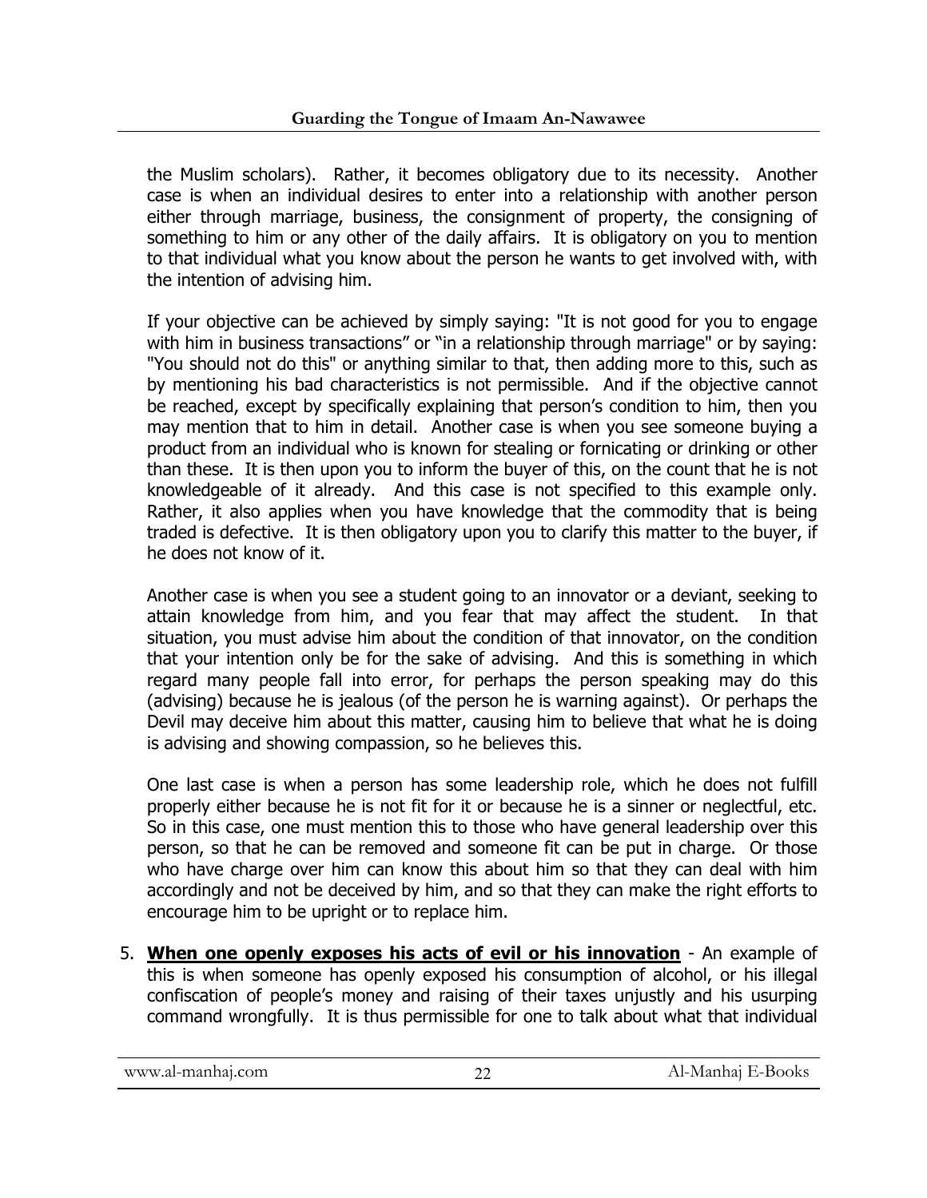the Muslim scholars). Rather, it becomes obligatory due to its necessity. Another case is when an individual desires to enter into a relationship with another person either through marriage, business, the consignment of property, the consigning of something to him or any other of the daily affairs. It is obligatory on you to mention to that individual what you know about the person he wants to get involved with, with the intention of advising him.

If your objective can be achieved by simply saying: "It is not good for you to engage with him in business transactions" or "in a relationship through marriage" or by saying: "You should not do this" or anything similar to that, then adding more to this, such as by mentioning his bad characteristics is not permissible. And if the objective cannot be reached, except by specifically explaining that person's condition to him, then you may mention that to him in detail. Another case is when you see someone buying a product from an individual who is known for stealing or fornicating or drinking or other than these. It is then upon you to inform the buyer of this, on the count that he is not knowledgeable of it already. And this case is not specified to this example only. Rather, it also applies when you have knowledge that the commodity that is being traded is defective. It is then obligatory upon you to clarify this matter to the buyer, if he does not know of it.

Another case is when you see a student going to an innovator or a deviant, seeking to attain knowledge from him, and you fear that may affect the student. In that situation, you must advise him about the condition of that innovator, on the condition that your intention only be for the sake of advising. And this is something in which regard many people fall into error, for perhaps the person speaking may do this (advising) because he is jealous (of the person he is warning against). Or perhaps the Devil may deceive him about this matter, causing him to believe that what he is doing is advising and showing compassion, so he believes this.

One last case is when a person has some leadership role, which he does not fulfill properly either because he is not fit for it or because he is a sinner or neglectful, etc. So in this case, one must mention this to those who have general leadership over this person, so that he can be removed and someone fit can be put in charge. Or those who have charge over him can know this about him so that they can deal with him accordingly and not be deceived by him, and so that they can make the right efforts to encourage him to be upright or to replace him.

5. **When one openly exposes his acts of evil or his innovation** - An example of this is when someone has openly exposed his consumption of alcohol, or his illegal confiscation of people's money and raising of their taxes unjustly and his usurping command wrongfully. It is thus permissible for one to talk about what that individual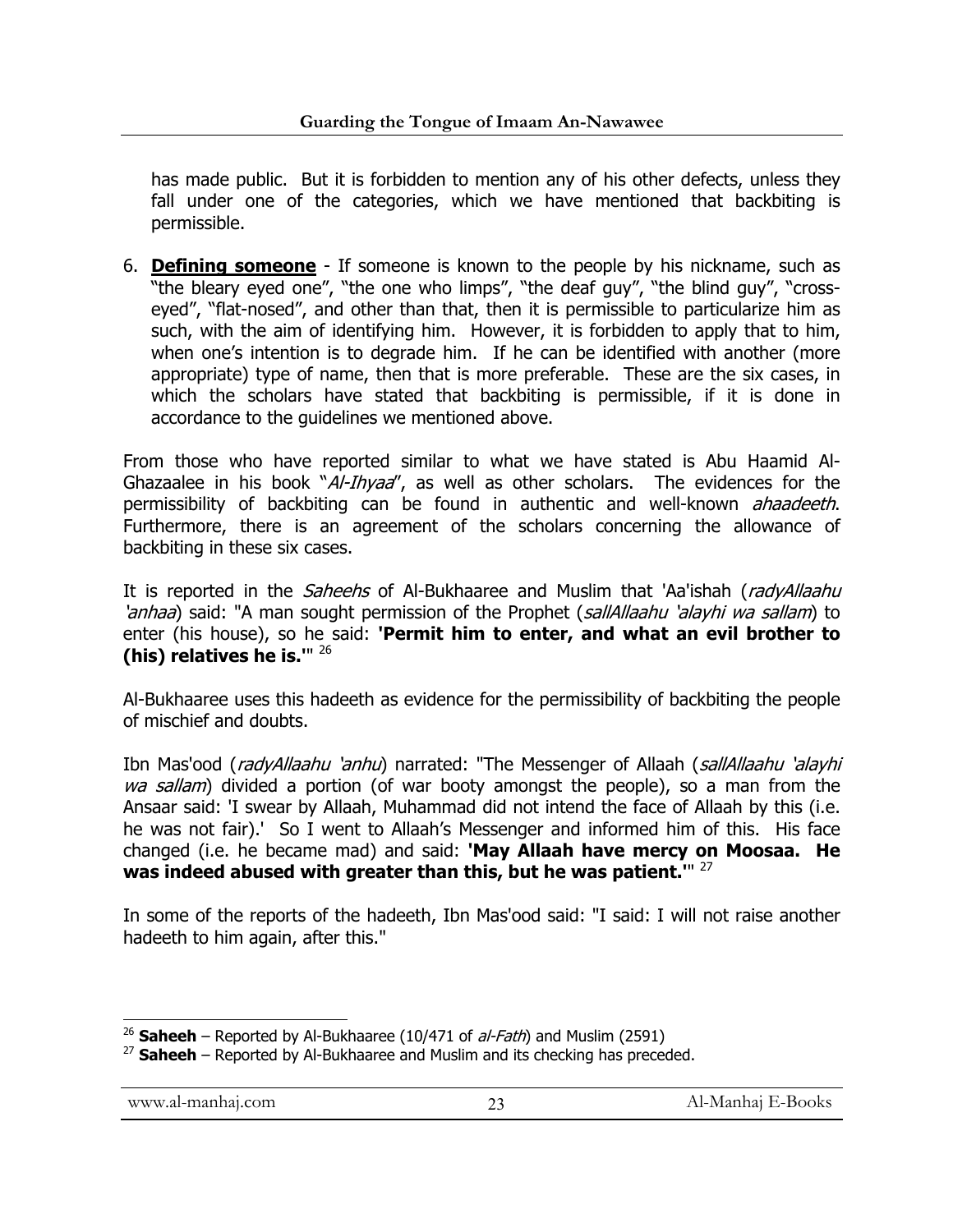has made public. But it is forbidden to mention any of his other defects, unless they fall under one of the categories, which we have mentioned that backbiting is permissible.

6. **<u>Defining someone</u>** - If someone is known to the people by his nickname, such as "the bleary eyed one", "the one who limps", "the deaf guy", "the blind guy", "cross-eyed", "flat-nosed", and other than that, then it is permissible to particularize him as such, with the aim of identifying him. However, it is forbidden to apply that to him, when one's intention is to degrade him. If he can be identified with another (more appropriate) type of name, then that is more preferable. These are the six cases, in which the scholars have stated that backbiting is permissible, if it is done in accordance to the guidelines we mentioned above.

From those who have reported similar to what we have stated is Abu Haamid Al-Ghazaalee in his book "*Al-Ihyaa*", as well as other scholars. The evidences for the permissibility of backbiting can be found in authentic and well-known *ahaadeeth*. Furthermore, there is an agreement of the scholars concerning the allowance of backbiting in these six cases.

It is reported in the *Saheehs* of Al-Bukhaaree and Muslim that 'Aa'ishah (*radyAllaahu 'anhaa*) said: "A man sought permission of the Prophet (*sallAllaahu 'alayhi wa sallam*) to enter (his house), so he said: **'Permit him to enter, and what an evil brother to (his) relatives he is.'**" [26]

Al-Bukhaaree uses this hadeeth as evidence for the permissibility of backbiting the people of mischief and doubts.

Ibn Mas'ood (*radyAllaahu 'anhu*) narrated: "The Messenger of Allaah (*sallAllaahu 'alayhi wa sallam*) divided a portion (of war booty amongst the people), so a man from the Ansaar said: 'I swear by Allaah, Muhammad did not intend the face of Allaah by this (i.e. he was not fair).' So I went to Allaah's Messenger and informed him of this. His face changed (i.e. he became mad) and said: **'May Allaah have mercy on Moosaa. He was indeed abused with greater than this, but he was patient.'**" [27]

In some of the reports of the hadeeth, Ibn Mas'ood said: "I said: I will not raise another hadeeth to him again, after this."

---

[26] **Saheeh** – Reported by Al-Bukhaaree (10/471 of *al-Fath*) and Muslim (2591)

[27] **Saheeh** – Reported by Al-Bukhaaree and Muslim and its checking has preceded.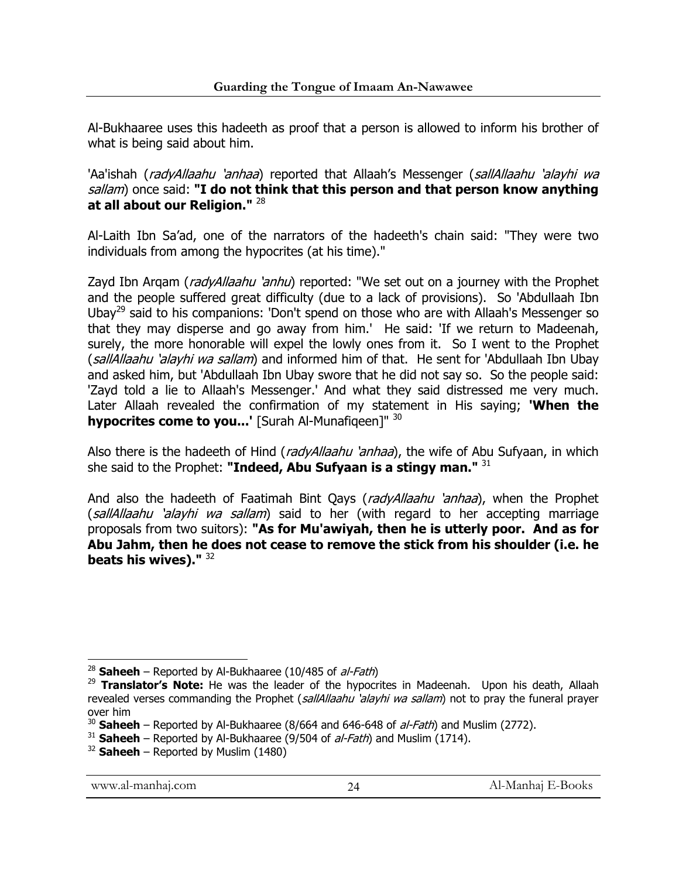Al-Bukhaaree uses this hadeeth as proof that a person is allowed to inform his brother of what is being said about him.

'Aa'ishah (*radyAllaahu 'anhaa*) reported that Allaah's Messenger (*sallAllaahu 'alayhi wa sallam*) once said: **"I do not think that this person and that person know anything at all about our Religion."** [28]

Al-Laith Ibn Sa'ad, one of the narrators of the hadeeth's chain said: "They were two individuals from among the hypocrites (at his time)."

Zayd Ibn Arqam (*radyAllaahu 'anhu*) reported: "We set out on a journey with the Prophet and the people suffered great difficulty (due to a lack of provisions). So 'Abdullaah Ibn Ubay[29] said to his companions: 'Don't spend on those who are with Allaah's Messenger so that they may disperse and go away from him.' He said: 'If we return to Madeenah, surely, the more honorable will expel the lowly ones from it. So I went to the Prophet (*sallAllaahu 'alayhi wa sallam*) and informed him of that. He sent for 'Abdullaah Ibn Ubay and asked him, but 'Abdullaah Ibn Ubay swore that he did not say so. So the people said: 'Zayd told a lie to Allaah's Messenger.' And what they said distressed me very much. Later Allaah revealed the confirmation of my statement in His saying; **'When the hypocrites come to you...'** [Surah Al-Munafiqeen]" [30]

Also there is the hadeeth of Hind (*radyAllaahu 'anhaa*), the wife of Abu Sufyaan, in which she said to the Prophet: **"Indeed, Abu Sufyaan is a stingy man."** [31]

And also the hadeeth of Faatimah Bint Qays (*radyAllaahu 'anhaa*), when the Prophet (*sallAllaahu 'alayhi wa sallam*) said to her (with regard to her accepting marriage proposals from two suitors): **"As for Mu'awiyah, then he is utterly poor. And as for Abu Jahm, then he does not cease to remove the stick from his shoulder (i.e. he beats his wives)."** [32]

---

[28] **Saheeh** – Reported by Al-Bukhaaree (10/485 of *al-Fath*)

[29] **Translator's Note:** He was the leader of the hypocrites in Madeenah. Upon his death, Allaah revealed verses commanding the Prophet (*sallAllaahu 'alayhi wa sallam*) not to pray the funeral prayer over him

[30] **Saheeh** – Reported by Al-Bukhaaree (8/664 and 646-648 of *al-Fath*) and Muslim (2772).

[31] **Saheeh** – Reported by Al-Bukhaaree (9/504 of *al-Fath*) and Muslim (1714).

[32] **Saheeh** – Reported by Muslim (1480)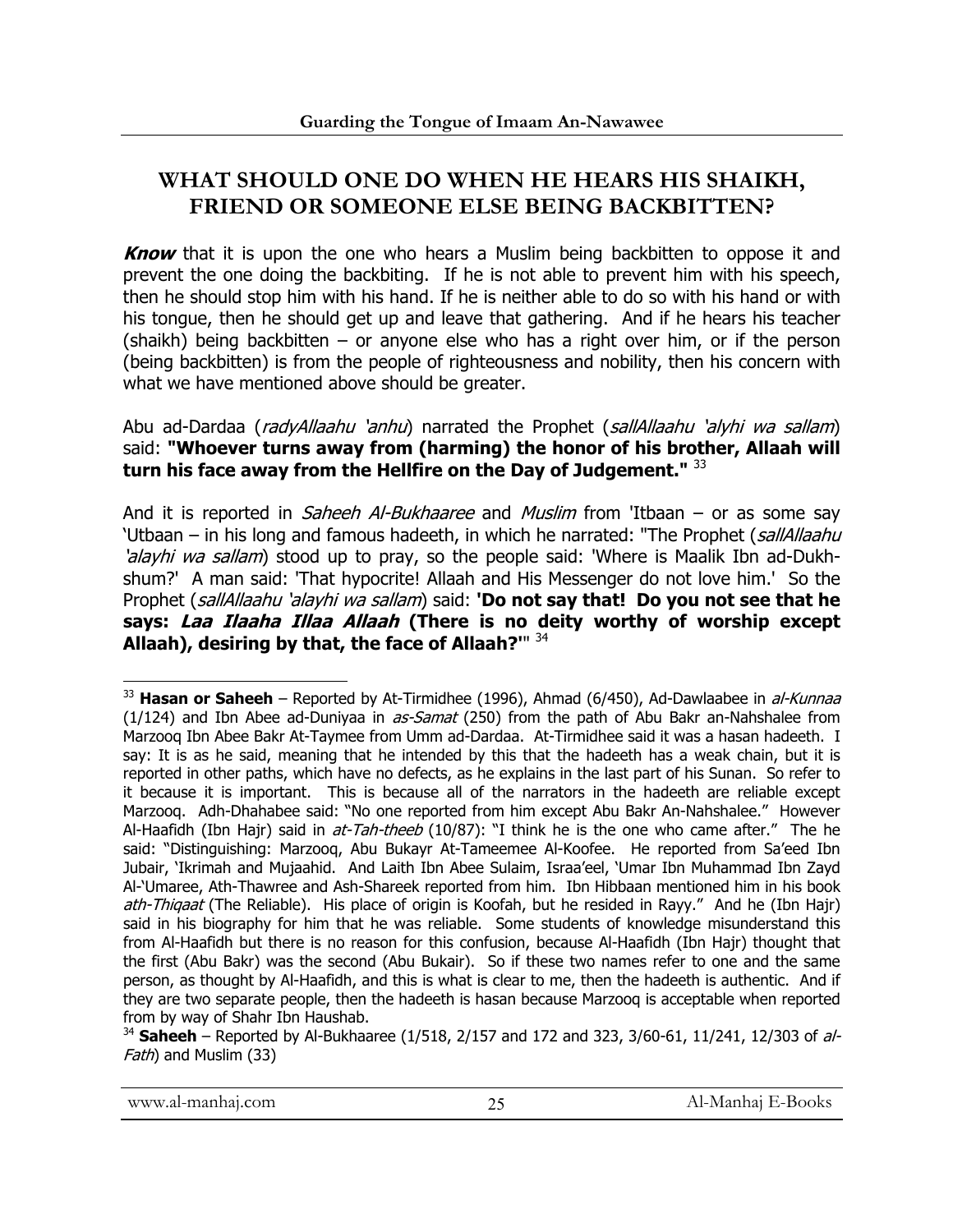## WHAT SHOULD ONE DO WHEN HE HEARS HIS SHAIKH, FRIEND OR SOMEONE ELSE BEING BACKBITTEN?

***Know*** that it is upon the one who hears a Muslim being backbitten to oppose it and prevent the one doing the backbiting. If he is not able to prevent him with his speech, then he should stop him with his hand. If he is neither able to do so with his hand or with his tongue, then he should get up and leave that gathering. And if he hears his teacher (shaikh) being backbitten – or anyone else who has a right over him, or if the person (being backbitten) is from the people of righteousness and nobility, then his concern with what we have mentioned above should be greater.

Abu ad-Dardaa (*radyAllaahu 'anhu*) narrated the Prophet (*sallAllaahu 'alyhi wa sallam*) said: **"Whoever turns away from (harming) the honor of his brother, Allaah will turn his face away from the Hellfire on the Day of Judgement."** [33]

And it is reported in *Saheeh Al-Bukhaaree* and *Muslim* from 'Itbaan – or as some say 'Utbaan – in his long and famous hadeeth, in which he narrated: "The Prophet (*sallAllaahu 'alayhi wa sallam*) stood up to pray, so the people said: 'Where is Maalik Ibn ad-Dukhshum?' A man said: 'That hypocrite! Allaah and His Messenger do not love him.' So the Prophet (*sallAllaahu 'alayhi wa sallam*) said: **'Do not say that! Do you not see that he says: *Laa Ilaaha Illaa Allaah* (There is no deity worthy of worship except Allaah), desiring by that, the face of Allaah?'**" [34]

---

[33] **Hasan or Saheeh** – Reported by At-Tirmidhee (1996), Ahmad (6/450), Ad-Dawlaabee in *al-Kunnaa* (1/124) and Ibn Abee ad-Duniyaa in *as-Samat* (250) from the path of Abu Bakr an-Nahshalee from Marzooq Ibn Abee Bakr At-Taymee from Umm ad-Dardaa. At-Tirmidhee said it was a hasan hadeeth. I say: It is as he said, meaning that he intended by this that the hadeeth has a weak chain, but it is reported in other paths, which have no defects, as he explains in the last part of his Sunan. So refer to it because it is important. This is because all of the narrators in the hadeeth are reliable except Marzooq. Adh-Dhahabee said: "No one reported from him except Abu Bakr An-Nahshalee." However Al-Haafidh (Ibn Hajr) said in *at-Tah-theeb* (10/87): "I think he is the one who came after." The he said: "Distinguishing: Marzooq, Abu Bukayr At-Tameemee Al-Koofee. He reported from Sa'eed Ibn Jubair, 'Ikrimah and Mujaahid. And Laith Ibn Abee Sulaim, Israa'eel, 'Umar Ibn Muhammad Ibn Zayd Al-'Umaree, Ath-Thawree and Ash-Shareek reported from him. Ibn Hibbaan mentioned him in his book *ath-Thiqaat* (The Reliable). His place of origin is Koofah, but he resided in Rayy." And he (Ibn Hajr) said in his biography for him that he was reliable. Some students of knowledge misunderstand this from Al-Haafidh but there is no reason for this confusion, because Al-Haafidh (Ibn Hajr) thought that the first (Abu Bakr) was the second (Abu Bukair). So if these two names refer to one and the same person, as thought by Al-Haafidh, and this is what is clear to me, then the hadeeth is authentic. And if they are two separate people, then the hadeeth is hasan because Marzooq is acceptable when reported from by way of Shahr Ibn Haushab.

[34] **Saheeh** – Reported by Al-Bukhaaree (1/518, 2/157 and 172 and 323, 3/60-61, 11/241, 12/303 of *al-Fath*) and Muslim (33)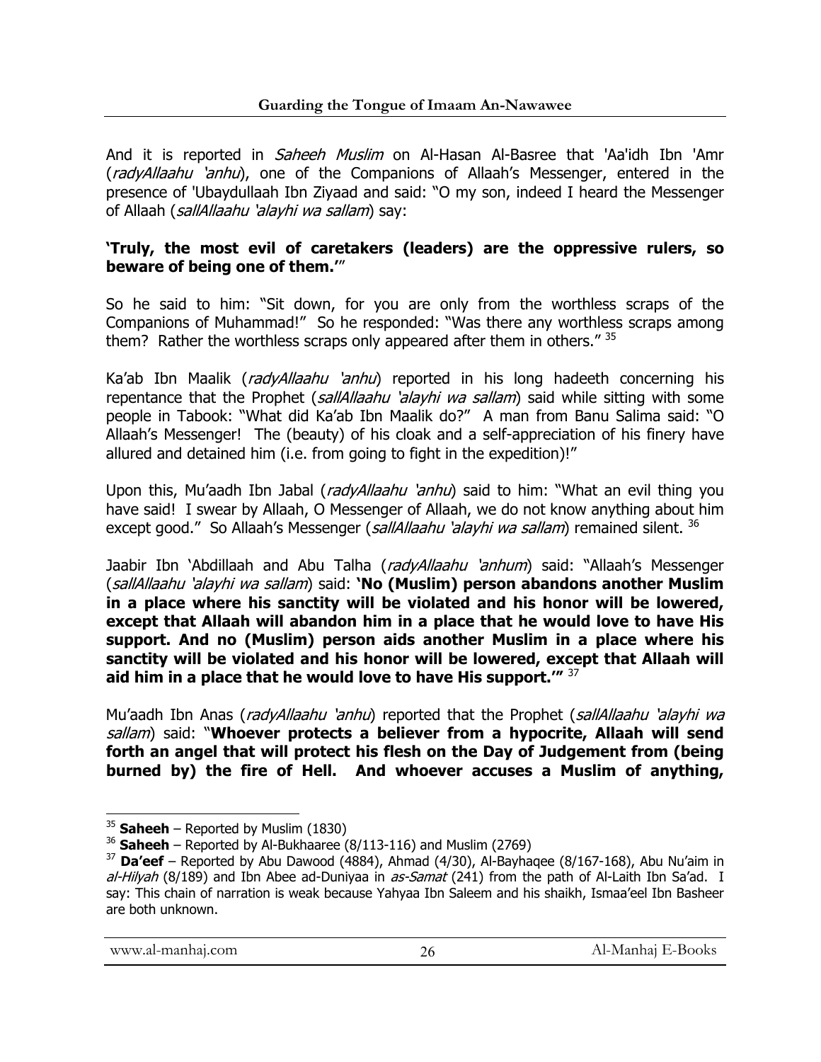And it is reported in *Saheeh Muslim* on Al-Hasan Al-Basree that 'Aa'idh Ibn 'Amr (*radyAllaahu 'anhu*), one of the Companions of Allaah's Messenger, entered in the presence of 'Ubaydullaah Ibn Ziyaad and said: "O my son, indeed I heard the Messenger of Allaah (*sallAllaahu 'alayhi wa sallam*) say:

**'Truly, the most evil of caretakers (leaders) are the oppressive rulers, so beware of being one of them.'**"

So he said to him: "Sit down, for you are only from the worthless scraps of the Companions of Muhammad!" So he responded: "Was there any worthless scraps among them? Rather the worthless scraps only appeared after them in others." [35]

Ka'ab Ibn Maalik (*radyAllaahu 'anhu*) reported in his long hadeeth concerning his repentance that the Prophet (*sallAllaahu 'alayhi wa sallam*) said while sitting with some people in Tabook: "What did Ka'ab Ibn Maalik do?" A man from Banu Salima said: "O Allaah's Messenger! The (beauty) of his cloak and a self-appreciation of his finery have allured and detained him (i.e. from going to fight in the expedition)!"

Upon this, Mu'aadh Ibn Jabal (*radyAllaahu 'anhu*) said to him: "What an evil thing you have said! I swear by Allaah, O Messenger of Allaah, we do not know anything about him except good." So Allaah's Messenger (*sallAllaahu 'alayhi wa sallam*) remained silent. [36]

Jaabir Ibn 'Abdillaah and Abu Talha (*radyAllaahu 'anhum*) said: "Allaah's Messenger (*sallAllaahu 'alayhi wa sallam*) said: **'No (Muslim) person abandons another Muslim in a place where his sanctity will be violated and his honor will be lowered, except that Allaah will abandon him in a place that he would love to have His support. And no (Muslim) person aids another Muslim in a place where his sanctity will be violated and his honor will be lowered, except that Allaah will aid him in a place that he would love to have His support.'"** [37]

Mu'aadh Ibn Anas (*radyAllaahu 'anhu*) reported that the Prophet (*sallAllaahu 'alayhi wa sallam*) said: "**Whoever protects a believer from a hypocrite, Allaah will send forth an angel that will protect his flesh on the Day of Judgement from (being burned by) the fire of Hell. And whoever accuses a Muslim of anything,**

---

[35] **Saheeh** – Reported by Muslim (1830)

[36] **Saheeh** – Reported by Al-Bukhaaree (8/113-116) and Muslim (2769)

[37] **Da'eef** – Reported by Abu Dawood (4884), Ahmad (4/30), Al-Bayhaqee (8/167-168), Abu Nu'aim in *al-Hilyah* (8/189) and Ibn Abee ad-Duniyaa in *as-Samat* (241) from the path of Al-Laith Ibn Sa'ad. I say: This chain of narration is weak because Yahyaa Ibn Saleem and his shaikh, Ismaa'eel Ibn Basheer are both unknown.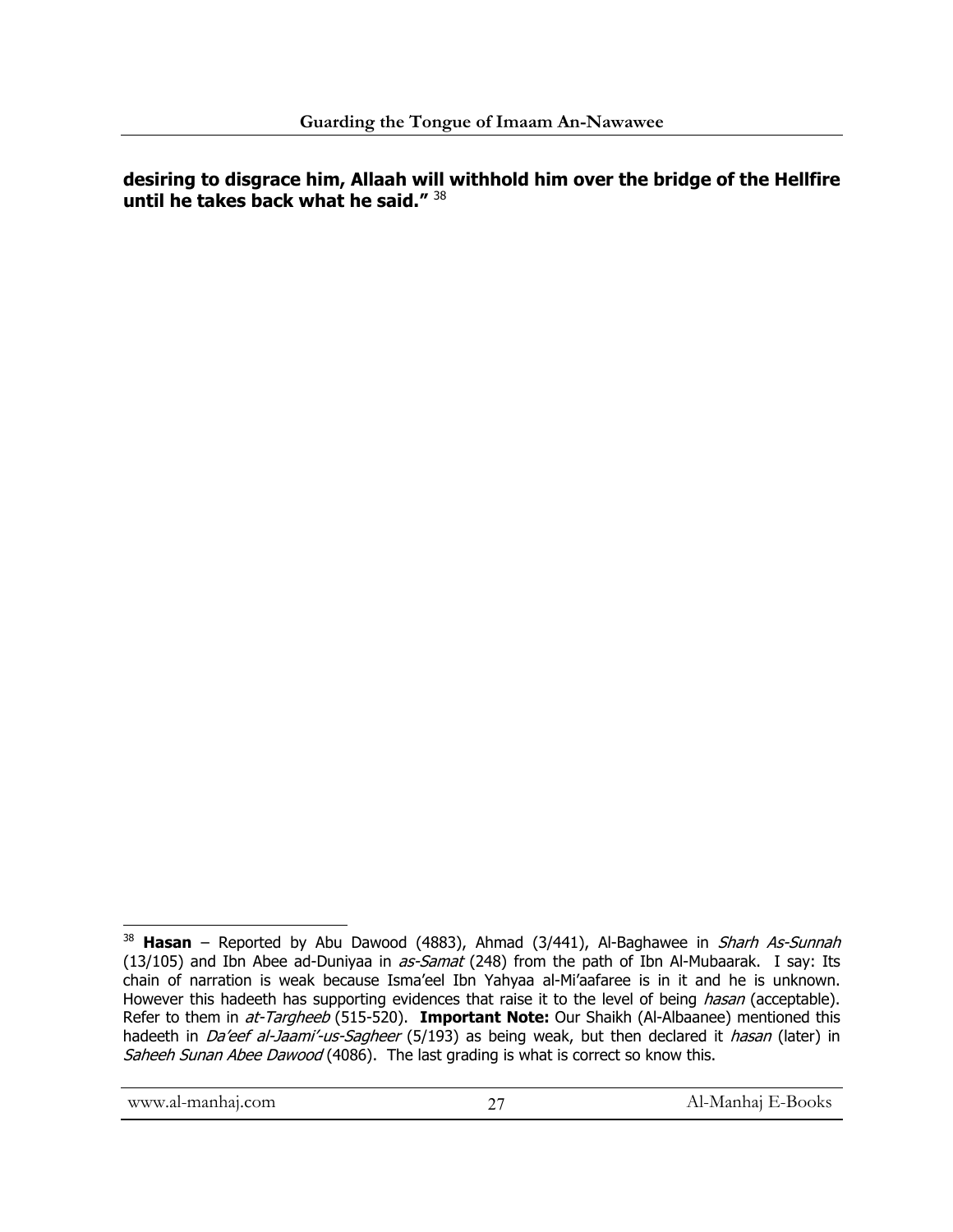**desiring to disgrace him, Allaah will withhold him over the bridge of the Hellfire until he takes back what he said.”** [38]

---

[38] **Hasan** – Reported by Abu Dawood (4883), Ahmad (3/441), Al-Baghawee in *Sharh As-Sunnah* (13/105) and Ibn Abee ad-Duniyaa in *as-Samat* (248) from the path of Ibn Al-Mubaarak. I say: Its chain of narration is weak because Isma'eel Ibn Yahyaa al-Mi'aafaree is in it and he is unknown. However this hadeeth has supporting evidences that raise it to the level of being *hasan* (acceptable). Refer to them in *at-Targheeb* (515-520). **Important Note:** Our Shaikh (Al-Albaanee) mentioned this hadeeth in *Da'eef al-Jaami'-us-Sagheer* (5/193) as being weak, but then declared it *hasan* (later) in *Saheeh Sunan Abee Dawood* (4086). The last grading is what is correct so know this.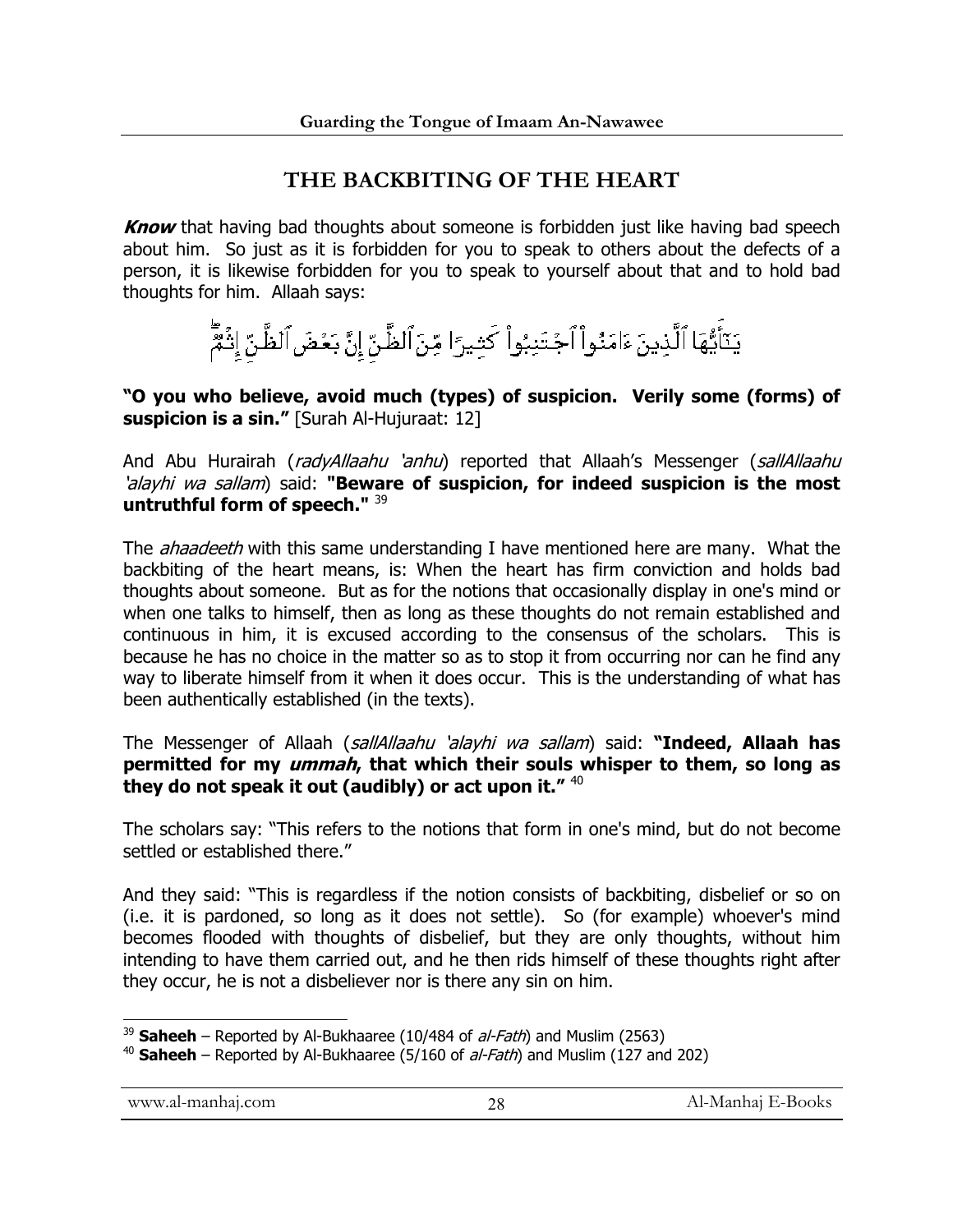## THE BACKBITING OF THE HEART

***Know*** that having bad thoughts about someone is forbidden just like having bad speech about him. So just as it is forbidden for you to speak to others about the defects of a person, it is likewise forbidden for you to speak to yourself about that and to hold bad thoughts for him. Allaah says:

يَٰٓأَيُّهَا ٱلَّذِينَ ءَامَنُواْ ٱجْتَنِبُواْ كَثِيرًا مِّنَ ٱلظَّنِّ إِنَّ بَعْضَ ٱلظَّنِّ إِثْمٌ

**"O you who believe, avoid much (types) of suspicion. Verily some (forms) of suspicion is a sin."** [Surah Al-Hujuraat: 12]

And Abu Hurairah (*radyAllaahu 'anhu*) reported that Allaah's Messenger (*sallAllaahu 'alayhi wa sallam*) said: **"Beware of suspicion, for indeed suspicion is the most untruthful form of speech."** [39]

The *ahaadeeth* with this same understanding I have mentioned here are many. What the backbiting of the heart means, is: When the heart has firm conviction and holds bad thoughts about someone. But as for the notions that occasionally display in one's mind or when one talks to himself, then as long as these thoughts do not remain established and continuous in him, it is excused according to the consensus of the scholars. This is because he has no choice in the matter so as to stop it from occurring nor can he find any way to liberate himself from it when it does occur. This is the understanding of what has been authentically established (in the texts).

The Messenger of Allaah (*sallAllaahu 'alayhi wa sallam*) said: **"Indeed, Allaah has permitted for my *ummah*, that which their souls whisper to them, so long as they do not speak it out (audibly) or act upon it."** [40]

The scholars say: "This refers to the notions that form in one's mind, but do not become settled or established there."

And they said: "This is regardless if the notion consists of backbiting, disbelief or so on (i.e. it is pardoned, so long as it does not settle). So (for example) whoever's mind becomes flooded with thoughts of disbelief, but they are only thoughts, without him intending to have them carried out, and he then rids himself of these thoughts right after they occur, he is not a disbeliever nor is there any sin on him.

---

[39] **Saheeh** – Reported by Al-Bukhaaree (10/484 of *al-Fath*) and Muslim (2563)

[40] **Saheeh** – Reported by Al-Bukhaaree (5/160 of *al-Fath*) and Muslim (127 and 202)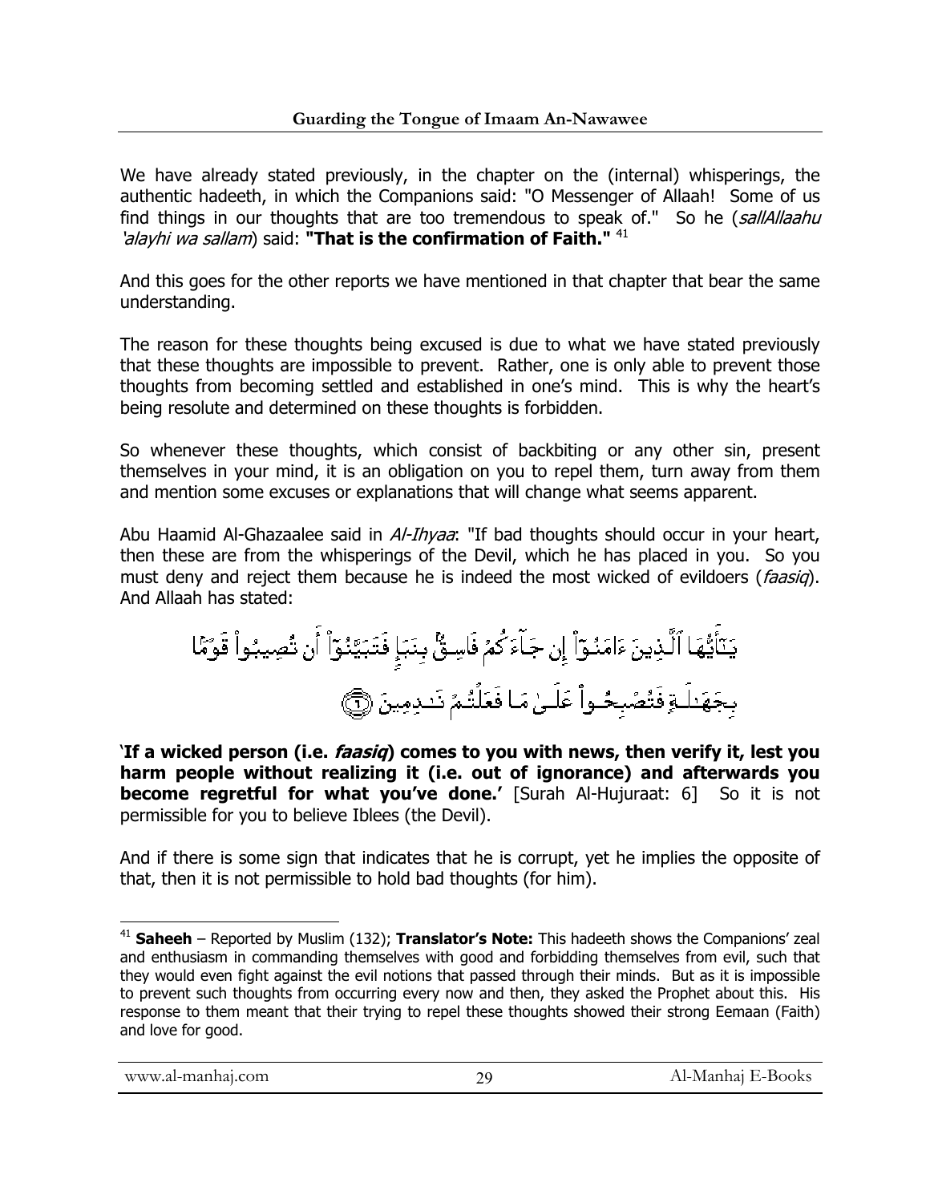We have already stated previously, in the chapter on the (internal) whisperings, the authentic hadeeth, in which the Companions said: "O Messenger of Allaah! Some of us find things in our thoughts that are too tremendous to speak of." So he (*sallAllaahu 'alayhi wa sallam*) said: **"That is the confirmation of Faith."** [41]

And this goes for the other reports we have mentioned in that chapter that bear the same understanding.

The reason for these thoughts being excused is due to what we have stated previously that these thoughts are impossible to prevent. Rather, one is only able to prevent those thoughts from becoming settled and established in one's mind. This is why the heart's being resolute and determined on these thoughts is forbidden.

So whenever these thoughts, which consist of backbiting or any other sin, present themselves in your mind, it is an obligation on you to repel them, turn away from them and mention some excuses or explanations that will change what seems apparent.

Abu Haamid Al-Ghazaalee said in *Al-Ihyaa*: "If bad thoughts should occur in your heart, then these are from the whisperings of the Devil, which he has placed in you. So you must deny and reject them because he is indeed the most wicked of evildoers (*faasiq*). And Allaah has stated:

يَٰٓأَيُّهَا ٱلَّذِينَ ءَامَنُوٓاْ إِن جَآءَكُمۡ فَاسِقُۢ بِنَبَإٍ فَتَبَيَّنُوٓاْ أَن تُصِيبُواْ قَوۡمَۢا بِجَهَٰلَةٍ فَتُصۡبِحُواْ عَلَىٰ مَا فَعَلۡتُمۡ نَٰدِمِينَ ٦

**'If a wicked person (i.e. *faasiq*) comes to you with news, then verify it, lest you harm people without realizing it (i.e. out of ignorance) and afterwards you become regretful for what you've done.'** [Surah Al-Hujuraat: 6] So it is not permissible for you to believe Iblees (the Devil).

And if there is some sign that indicates that he is corrupt, yet he implies the opposite of that, then it is not permissible to hold bad thoughts (for him).

---

[41] **Saheeh** – Reported by Muslim (132); **Translator's Note:** This hadeeth shows the Companions' zeal and enthusiasm in commanding themselves with good and forbidding themselves from evil, such that they would even fight against the evil notions that passed through their minds. But as it is impossible to prevent such thoughts from occurring every now and then, they asked the Prophet about this. His response to them meant that their trying to repel these thoughts showed their strong Eemaan (Faith) and love for good.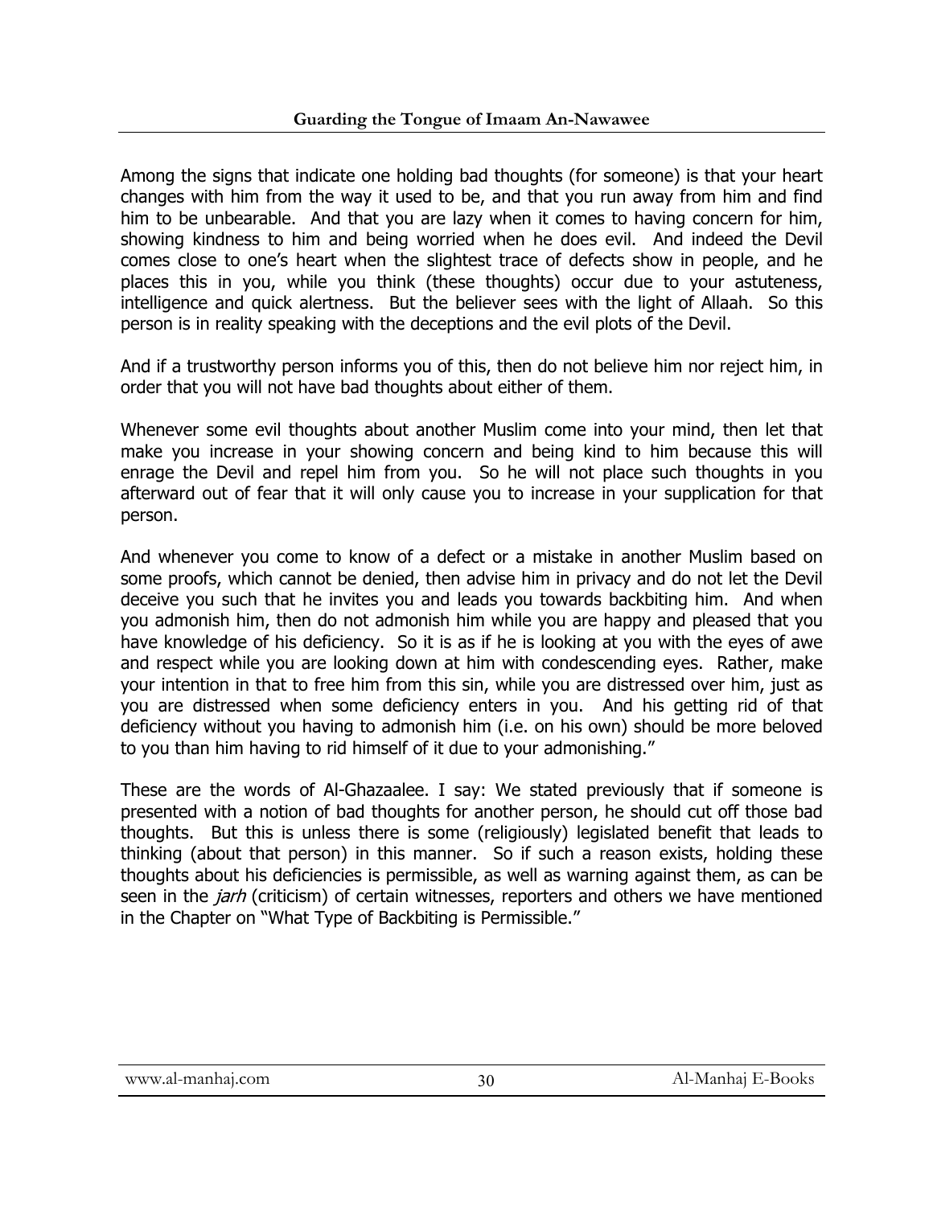Among the signs that indicate one holding bad thoughts (for someone) is that your heart changes with him from the way it used to be, and that you run away from him and find him to be unbearable. And that you are lazy when it comes to having concern for him, showing kindness to him and being worried when he does evil. And indeed the Devil comes close to one's heart when the slightest trace of defects show in people, and he places this in you, while you think (these thoughts) occur due to your astuteness, intelligence and quick alertness. But the believer sees with the light of Allaah. So this person is in reality speaking with the deceptions and the evil plots of the Devil.

And if a trustworthy person informs you of this, then do not believe him nor reject him, in order that you will not have bad thoughts about either of them.

Whenever some evil thoughts about another Muslim come into your mind, then let that make you increase in your showing concern and being kind to him because this will enrage the Devil and repel him from you. So he will not place such thoughts in you afterward out of fear that it will only cause you to increase in your supplication for that person.

And whenever you come to know of a defect or a mistake in another Muslim based on some proofs, which cannot be denied, then advise him in privacy and do not let the Devil deceive you such that he invites you and leads you towards backbiting him. And when you admonish him, then do not admonish him while you are happy and pleased that you have knowledge of his deficiency. So it is as if he is looking at you with the eyes of awe and respect while you are looking down at him with condescending eyes. Rather, make your intention in that to free him from this sin, while you are distressed over him, just as you are distressed when some deficiency enters in you. And his getting rid of that deficiency without you having to admonish him (i.e. on his own) should be more beloved to you than him having to rid himself of it due to your admonishing."

These are the words of Al-Ghazaalee. I say: We stated previously that if someone is presented with a notion of bad thoughts for another person, he should cut off those bad thoughts. But this is unless there is some (religiously) legislated benefit that leads to thinking (about that person) in this manner. So if such a reason exists, holding these thoughts about his deficiencies is permissible, as well as warning against them, as can be seen in the *jarh* (criticism) of certain witnesses, reporters and others we have mentioned in the Chapter on "What Type of Backbiting is Permissible."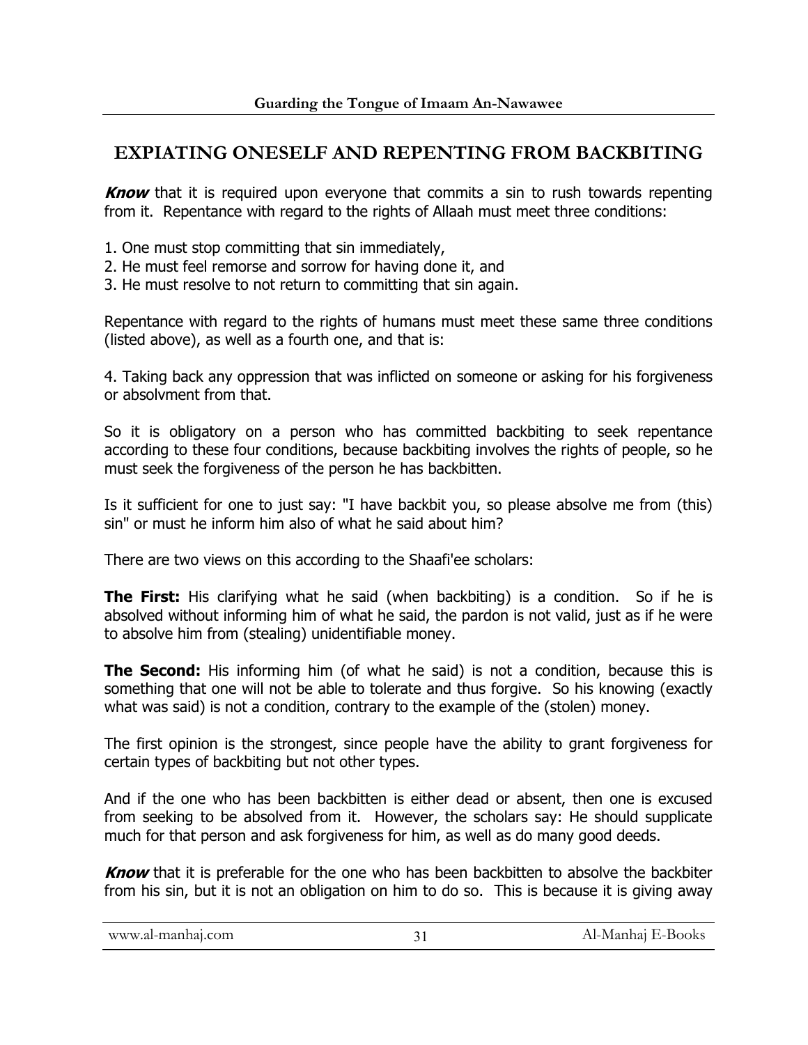## EXPIATING ONESELF AND REPENTING FROM BACKBITING

***Know*** that it is required upon everyone that commits a sin to rush towards repenting from it. Repentance with regard to the rights of Allaah must meet three conditions:

1. One must stop committing that sin immediately,
2. He must feel remorse and sorrow for having done it, and
3. He must resolve to not return to committing that sin again.

Repentance with regard to the rights of humans must meet these same three conditions (listed above), as well as a fourth one, and that is:

4. Taking back any oppression that was inflicted on someone or asking for his forgiveness or absolvment from that.

So it is obligatory on a person who has committed backbiting to seek repentance according to these four conditions, because backbiting involves the rights of people, so he must seek the forgiveness of the person he has backbitten.

Is it sufficient for one to just say: "I have backbit you, so please absolve me from (this) sin" or must he inform him also of what he said about him?

There are two views on this according to the Shaafi'ee scholars:

**The First:** His clarifying what he said (when backbiting) is a condition. So if he is absolved without informing him of what he said, the pardon is not valid, just as if he were to absolve him from (stealing) unidentifiable money.

**The Second:** His informing him (of what he said) is not a condition, because this is something that one will not be able to tolerate and thus forgive. So his knowing (exactly what was said) is not a condition, contrary to the example of the (stolen) money.

The first opinion is the strongest, since people have the ability to grant forgiveness for certain types of backbiting but not other types.

And if the one who has been backbitten is either dead or absent, then one is excused from seeking to be absolved from it. However, the scholars say: He should supplicate much for that person and ask forgiveness for him, as well as do many good deeds.

***Know*** that it is preferable for the one who has been backbitten to absolve the backbiter from his sin, but it is not an obligation on him to do so. This is because it is giving away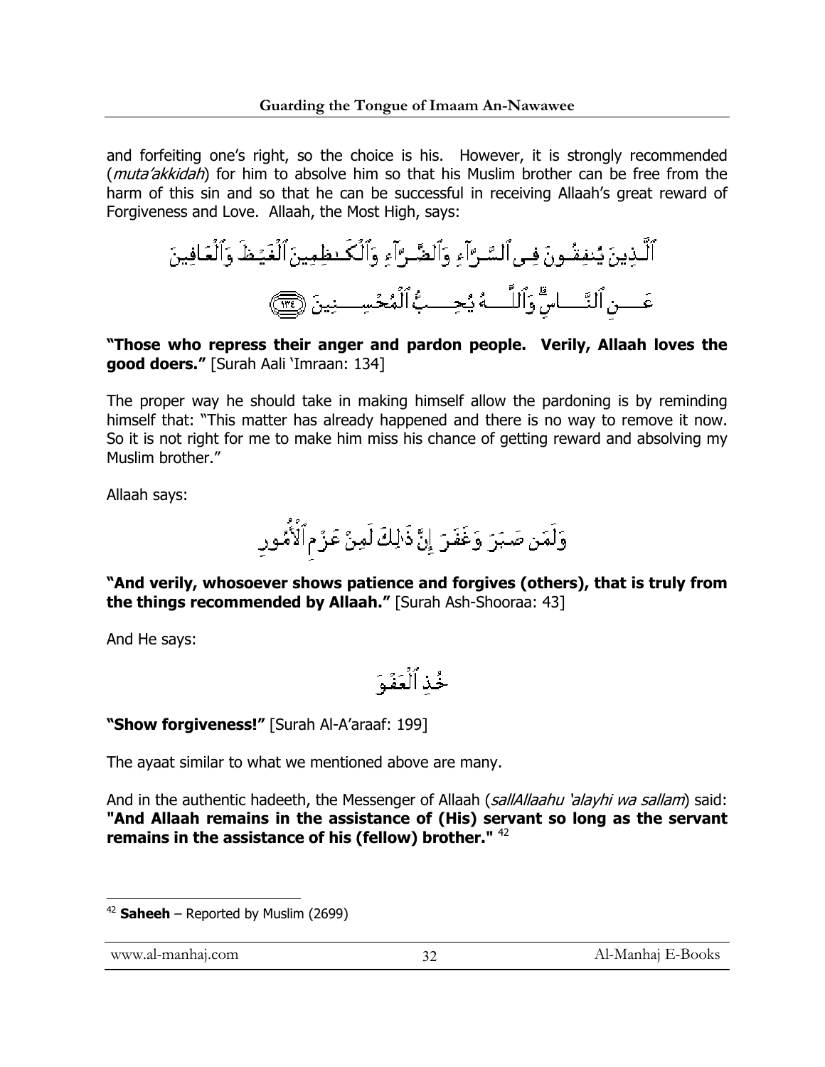and forfeiting one's right, so the choice is his. However, it is strongly recommended (*muta'akkidah*) for him to absolve him so that his Muslim brother can be free from the harm of this sin and so that he can be successful in receiving Allaah's great reward of Forgiveness and Love. Allaah, the Most High, says:

ٱلَّذِينَ يُنفِقُونَ فِى ٱلسَّرَّآءِ وَٱلضَّرَّآءِ وَٱلْكَـٰظِمِينَ ٱلْغَيْظَ وَٱلْعَافِينَ عَنِ ٱلنَّاسِ ۗ وَٱللَّهُ يُحِبُّ ٱلْمُحْسِنِينَ ﴿١٣٤﴾

**"Those who repress their anger and pardon people. Verily, Allaah loves the good doers."** [Surah Aali 'Imraan: 134]

The proper way he should take in making himself allow the pardoning is by reminding himself that: "This matter has already happened and there is no way to remove it now. So it is not right for me to make him miss his chance of getting reward and absolving my Muslim brother."

Allaah says:

وَلَمَن صَبَرَ وَغَفَرَ إِنَّ ذَٰلِكَ لَمِنْ عَزْمِ ٱلْأُمُورِ

**"And verily, whosoever shows patience and forgives (others), that is truly from the things recommended by Allaah."** [Surah Ash-Shooraa: 43]

And He says:

خُذِ ٱلْعَفْوَ

**"Show forgiveness!"** [Surah Al-A'araaf: 199]

The ayaat similar to what we mentioned above are many.

And in the authentic hadeeth, the Messenger of Allaah (*sallAllaahu 'alayhi wa sallam*) said: **"And Allaah remains in the assistance of (His) servant so long as the servant remains in the assistance of his (fellow) brother."** [42]

---

[42] **Saheeh** – Reported by Muslim (2699)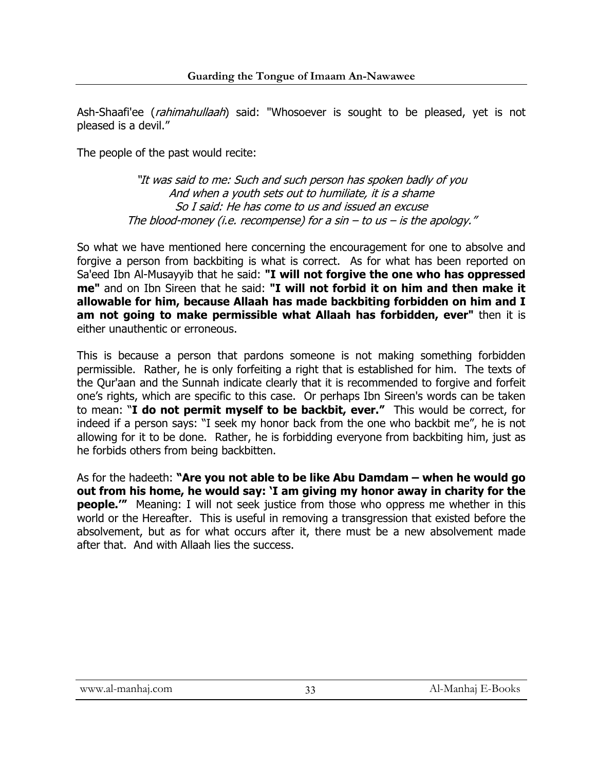Ash-Shaafi'ee (*rahimahullaah*) said: "Whosoever is sought to be pleased, yet is not pleased is a devil."

The people of the past would recite:

> *"It was said to me: Such and such person has spoken badly of you*
> *And when a youth sets out to humiliate, it is a shame*
> *So I said: He has come to us and issued an excuse*
> *The blood-money (i.e. recompense) for a sin – to us – is the apology."*

So what we have mentioned here concerning the encouragement for one to absolve and forgive a person from backbiting is what is correct. As for what has been reported on Sa'eed Ibn Al-Musayyib that he said: **"I will not forgive the one who has oppressed me"** and on Ibn Sireen that he said: **"I will not forbid it on him and then make it allowable for him, because Allaah has made backbiting forbidden on him and I am not going to make permissible what Allaah has forbidden, ever"** then it is either unauthentic or erroneous.

This is because a person that pardons someone is not making something forbidden permissible. Rather, he is only forfeiting a right that is established for him. The texts of the Qur'aan and the Sunnah indicate clearly that it is recommended to forgive and forfeit one's rights, which are specific to this case. Or perhaps Ibn Sireen's words can be taken to mean: "**I do not permit myself to be backbit, ever."** This would be correct, for indeed if a person says: "I seek my honor back from the one who backbit me", he is not allowing for it to be done. Rather, he is forbidding everyone from backbiting him, just as he forbids others from being backbitten.

As for the hadeeth: **"Are you not able to be like Abu Damdam – when he would go out from his home, he would say: 'I am giving my honor away in charity for the people.'"** Meaning: I will not seek justice from those who oppress me whether in this world or the Hereafter. This is useful in removing a transgression that existed before the absolvement, but as for what occurs after it, there must be a new absolvement made after that. And with Allaah lies the success.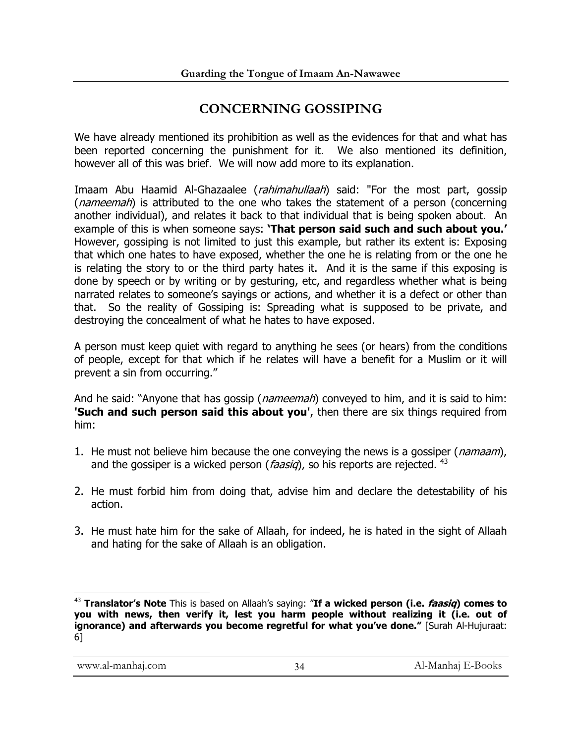## CONCERNING GOSSIPING

We have already mentioned its prohibition as well as the evidences for that and what has been reported concerning the punishment for it. We also mentioned its definition, however all of this was brief. We will now add more to its explanation.

Imaam Abu Haamid Al-Ghazaalee (*rahimahullaah*) said: "For the most part, gossip (*nameemah*) is attributed to the one who takes the statement of a person (concerning another individual), and relates it back to that individual that is being spoken about. An example of this is when someone says: **'That person said such and such about you.'** However, gossiping is not limited to just this example, but rather its extent is: Exposing that which one hates to have exposed, whether the one he is relating from or the one he is relating the story to or the third party hates it. And it is the same if this exposing is done by speech or by writing or by gesturing, etc, and regardless whether what is being narrated relates to someone's sayings or actions, and whether it is a defect or other than that. So the reality of Gossiping is: Spreading what is supposed to be private, and destroying the concealment of what he hates to have exposed.

A person must keep quiet with regard to anything he sees (or hears) from the conditions of people, except for that which if he relates will have a benefit for a Muslim or it will prevent a sin from occurring."

And he said: "Anyone that has gossip (*nameemah*) conveyed to him, and it is said to him: **'Such and such person said this about you'**, then there are six things required from him:

1. He must not believe him because the one conveying the news is a gossiper (*namaam*), and the gossiper is a wicked person (*faasiq*), so his reports are rejected. [43]

2. He must forbid him from doing that, advise him and declare the detestability of his action.

3. He must hate him for the sake of Allaah, for indeed, he is hated in the sight of Allaah and hating for the sake of Allaah is an obligation.

---

[43] **Translator's Note** This is based on Allaah's saying: "**If a wicked person (i.e. *faasiq*) comes to you with news, then verify it, lest you harm people without realizing it (i.e. out of ignorance) and afterwards you become regretful for what you've done."** [Surah Al-Hujuraat: 6]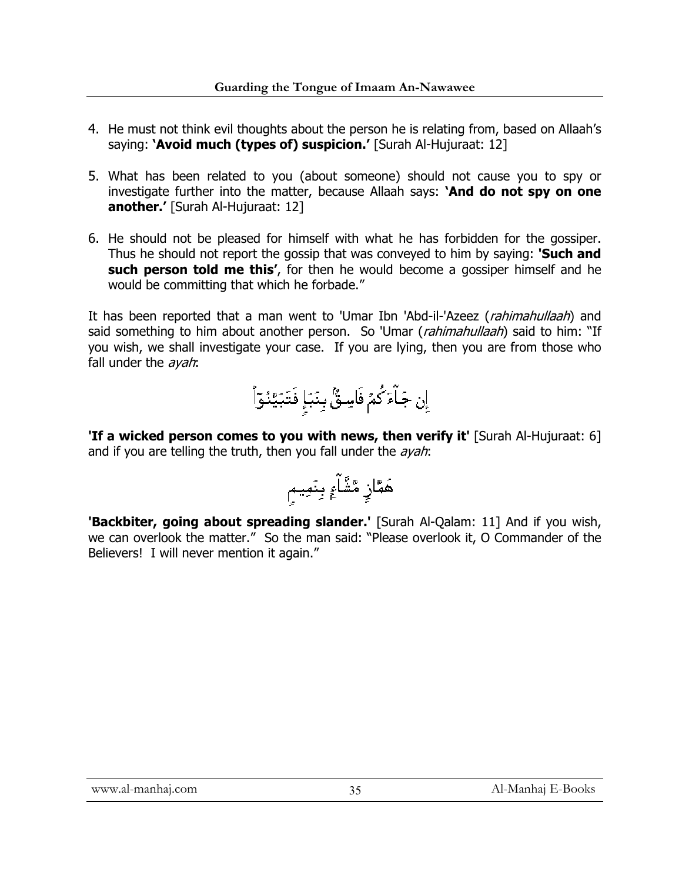4. He must not think evil thoughts about the person he is relating from, based on Allaah's saying: **'Avoid much (types of) suspicion.'** [Surah Al-Hujuraat: 12]

5. What has been related to you (about someone) should not cause you to spy or investigate further into the matter, because Allaah says: **'And do not spy on one another.'** [Surah Al-Hujuraat: 12]

6. He should not be pleased for himself with what he has forbidden for the gossiper. Thus he should not report the gossip that was conveyed to him by saying: **'Such and such person told me this'**, for then he would become a gossiper himself and he would be committing that which he forbade."

It has been reported that a man went to 'Umar Ibn 'Abd-il-'Azeez (*rahimahullaah*) and said something to him about another person. So 'Umar (*rahimahullaah*) said to him: "If you wish, we shall investigate your case. If you are lying, then you are from those who fall under the *ayah*:

إِن جَآءَكُمْ فَاسِقٌۢ بِنَبَإٍ فَتَبَيَّنُوٓاْ

**'If a wicked person comes to you with news, then verify it'** [Surah Al-Hujuraat: 6] and if you are telling the truth, then you fall under the *ayah*:

هَمَّازٍ مَّشَّآءٍۭ بِنَمِيمٍ

**'Backbiter, going about spreading slander.'** [Surah Al-Qalam: 11] And if you wish, we can overlook the matter." So the man said: "Please overlook it, O Commander of the Believers! I will never mention it again."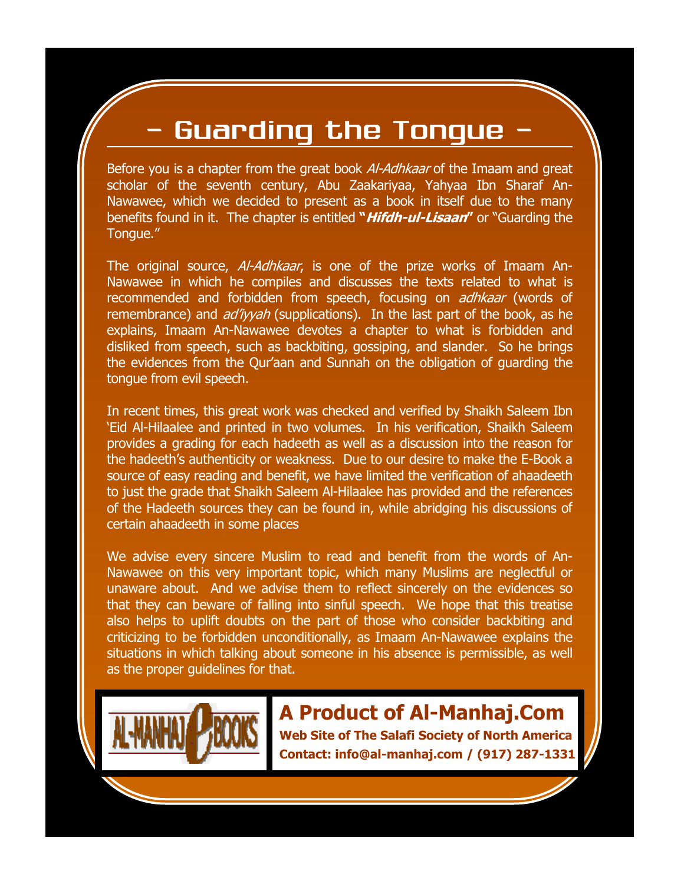# - Guarding the Tongue -

Before you is a chapter from the great book *Al-Adhkaar* of the Imaam and great scholar of the seventh century, Abu Zaakariyaa, Yahyaa Ibn Sharaf An-Nawawee, which we decided to present as a book in itself due to the many benefits found in it. The chapter is entitled **"*Hifdh-ul-Lisaan*"** or "Guarding the Tongue."

The original source, *Al-Adhkaar*, is one of the prize works of Imaam An-Nawawee in which he compiles and discusses the texts related to what is recommended and forbidden from speech, focusing on *adhkaar* (words of remembrance) and *ad'iyyah* (supplications). In the last part of the book, as he explains, Imaam An-Nawawee devotes a chapter to what is forbidden and disliked from speech, such as backbiting, gossiping, and slander. So he brings the evidences from the Qur'aan and Sunnah on the obligation of guarding the tongue from evil speech.

In recent times, this great work was checked and verified by Shaikh Saleem Ibn 'Eid Al-Hilaalee and printed in two volumes. In his verification, Shaikh Saleem provides a grading for each hadeeth as well as a discussion into the reason for the hadeeth's authenticity or weakness. Due to our desire to make the E-Book a source of easy reading and benefit, we have limited the verification of ahaadeeth to just the grade that Shaikh Saleem Al-Hilaalee has provided and the references of the Hadeeth sources they can be found in, while abridging his discussions of certain ahaadeeth in some places

We advise every sincere Muslim to read and benefit from the words of An-Nawawee on this very important topic, which many Muslims are neglectful or unaware about. And we advise them to reflect sincerely on the evidences so that they can beware of falling into sinful speech. We hope that this treatise also helps to uplift doubts on the part of those who consider backbiting and criticizing to be forbidden unconditionally, as Imaam An-Nawawee explains the situations in which talking about someone in his absence is permissible, as well as the proper guidelines for that.

AL-MANHAJ e BOOKS

**A Product of Al-Manhaj.Com**

**Web Site of The Salafi Society of North America**

**Contact: info@al-manhaj.com / (917) 287-1331**